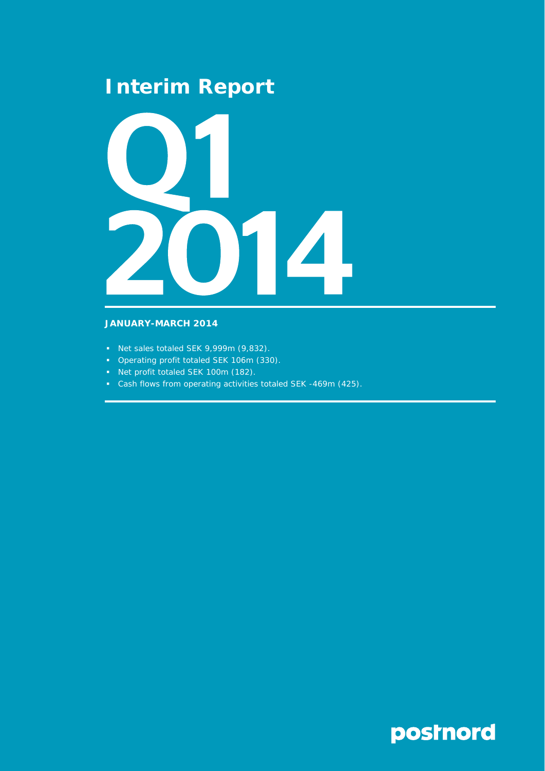# Interim Report

# Q1 2014

**JANUARY-MARCH 2014**

- Net sales totaled SEK 9,999m (9,832).
- Operating profit totaled SEK 106m (330).
- Net profit totaled SEK 100m (182).
- Cash flows from operating activities totaled SEK -469m (425).

postnord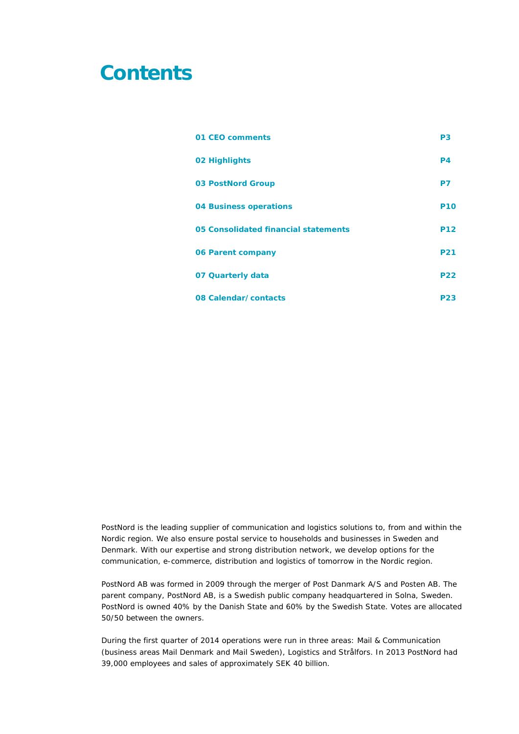# Contents

| | |
|---|---|
| **01 CEO comments** | **P3** |
| **02 Highlights** | **P4** |
| **03 PostNord Group** | **P7** |
| **04 Business operations** | **P10** |
| **05 Consolidated financial statements** | **P12** |
| **06 Parent company** | **P21** |
| **07 Quarterly data** | **P22** |
| **08 Calendar/contacts** | **P23** |

PostNord is the leading supplier of communication and logistics solutions to, from and within the Nordic region. We also ensure postal service to households and businesses in Sweden and Denmark. With our expertise and strong distribution network, we develop options for the communication, e-commerce, distribution and logistics of tomorrow in the Nordic region.

PostNord AB was formed in 2009 through the merger of Post Danmark A/S and Posten AB. The parent company, PostNord AB, is a Swedish public company headquartered in Solna, Sweden. PostNord is owned 40% by the Danish State and 60% by the Swedish State. Votes are allocated 50/50 between the owners.

During the first quarter of 2014 operations were run in three areas: Mail & Communication (business areas Mail Denmark and Mail Sweden), Logistics and Strålfors. In 2013 PostNord had 39,000 employees and sales of approximately SEK 40 billion.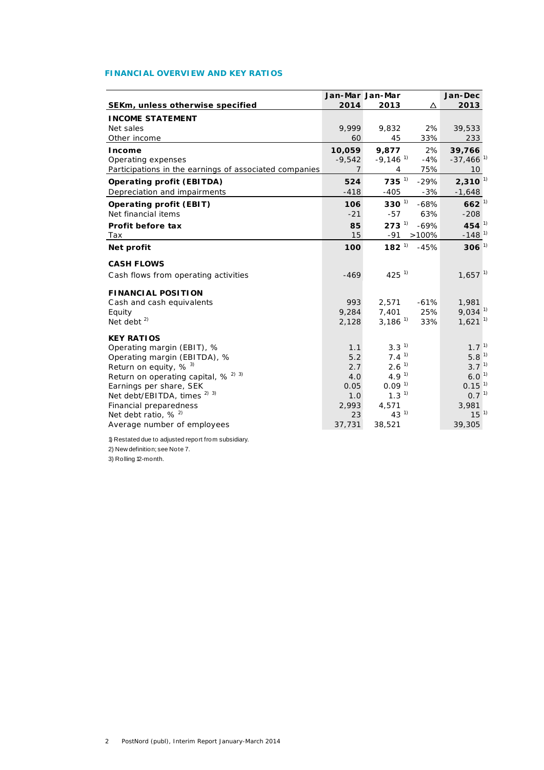## FINANCIAL OVERVIEW AND KEY RATIOS

| SEKm, unless otherwise specified | Jan-Mar 2014 | Jan-Mar 2013 | Δ | Jan-Dec 2013 |
|---|---|---|---|---|
| **INCOME STATEMENT** | | | | |
| Net sales | 9,999 | 9,832 | 2% | 39,533 |
| Other income | 60 | 45 | 33% | 233 |
| **Income** | **10,059** | **9,877** | 2% | **39,766** |
| Operating expenses | -9,542 | -9,146 [1] | -4% | -37,466 [1] |
| Participations in the earnings of associated companies | 7 | 4 | 75% | 10 |
| **Operating profit (EBITDA)** | **524** | **735** [1] | -29% | **2,310** [1] |
| Depreciation and impairments | -418 | -405 | -3% | -1,648 |
| **Operating profit (EBIT)** | **106** | **330** [1] | -68% | **662** [1] |
| Net financial items | -21 | -57 | 63% | -208 |
| **Profit before tax** | **85** | **273** [1] | -69% | **454** [1] |
| Tax | 15 | -91 | >100% | -148 [1] |
| **Net profit** | **100** | **182** [1] | -45% | **306** [1] |
| **CASH FLOWS** | | | | |
| Cash flows from operating activities | -469 | 425 [1] | | 1,657 [1] |
| **FINANCIAL POSITION** | | | | |
| Cash and cash equivalents | 993 | 2,571 | -61% | 1,981 |
| Equity | 9,284 | 7,401 | 25% | 9,034 [1] |
| Net debt [2] | 2,128 | 3,186 [1] | 33% | 1,621 [1] |
| **KEY RATIOS** | | | | |
| Operating margin (EBIT), % | 1.1 | 3.3 [1] | | 1.7 [1] |
| Operating margin (EBITDA), % | 5.2 | 7.4 [1] | | 5.8 [1] |
| Return on equity, % [3] | 2.7 | 2.6 [1] | | 3.7 [1] |
| Return on operating capital, % [2] [3] | 4.0 | 4.9 [1] | | 6.0 [1] |
| Earnings per share, SEK | 0.05 | 0.09 [1] | | 0.15 [1] |
| Net debt/EBITDA, times [2] [3] | 1.0 | 1.3 [1] | | 0.7 [1] |
| Financial preparedness | 2,993 | 4,571 | | 3,981 |
| Net debt ratio, % [2] | 23 | 43 [1] | | 15 [1] |
| Average number of employees | 37,731 | 38,521 | | 39,305 |

1) Restated due to adjusted report from subsidiary.

2) New definition; see Note 7.

3) Rolling 12-month.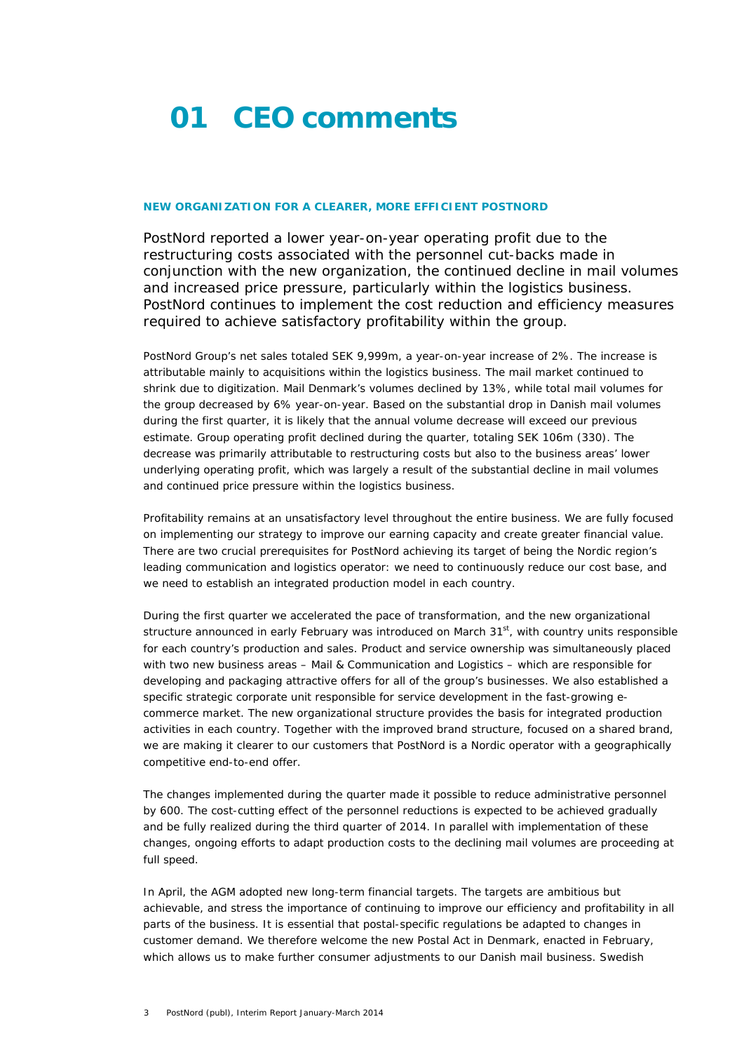# 01 CEO comments

### NEW ORGANIZATION FOR A CLEARER, MORE EFFICIENT POSTNORD

PostNord reported a lower year-on-year operating profit due to the restructuring costs associated with the personnel cut-backs made in conjunction with the new organization, the continued decline in mail volumes and increased price pressure, particularly within the logistics business. PostNord continues to implement the cost reduction and efficiency measures required to achieve satisfactory profitability within the group.

PostNord Group's net sales totaled SEK 9,999m, a year-on-year increase of 2%. The increase is attributable mainly to acquisitions within the logistics business. The mail market continued to shrink due to digitization. Mail Denmark's volumes declined by 13%, while total mail volumes for the group decreased by 6% year-on-year. Based on the substantial drop in Danish mail volumes during the first quarter, it is likely that the annual volume decrease will exceed our previous estimate. Group operating profit declined during the quarter, totaling SEK 106m (330). The decrease was primarily attributable to restructuring costs but also to the business areas' lower underlying operating profit, which was largely a result of the substantial decline in mail volumes and continued price pressure within the logistics business.

Profitability remains at an unsatisfactory level throughout the entire business. We are fully focused on implementing our strategy to improve our earning capacity and create greater financial value. There are two crucial prerequisites for PostNord achieving its target of being the Nordic region's leading communication and logistics operator: we need to continuously reduce our cost base, and we need to establish an integrated production model in each country.

During the first quarter we accelerated the pace of transformation, and the new organizational structure announced in early February was introduced on March 31st, with country units responsible for each country's production and sales. Product and service ownership was simultaneously placed with two new business areas – Mail & Communication and Logistics – which are responsible for developing and packaging attractive offers for all of the group's businesses. We also established a specific strategic corporate unit responsible for service development in the fast-growing e-commerce market. The new organizational structure provides the basis for integrated production activities in each country. Together with the improved brand structure, focused on a shared brand, we are making it clearer to our customers that PostNord is a Nordic operator with a geographically competitive end-to-end offer.

The changes implemented during the quarter made it possible to reduce administrative personnel by 600. The cost-cutting effect of the personnel reductions is expected to be achieved gradually and be fully realized during the third quarter of 2014. In parallel with implementation of these changes, ongoing efforts to adapt production costs to the declining mail volumes are proceeding at full speed.

In April, the AGM adopted new long-term financial targets. The targets are ambitious but achievable, and stress the importance of continuing to improve our efficiency and profitability in all parts of the business. It is essential that postal-specific regulations be adapted to changes in customer demand. We therefore welcome the new Postal Act in Denmark, enacted in February, which allows us to make further consumer adjustments to our Danish mail business. Swedish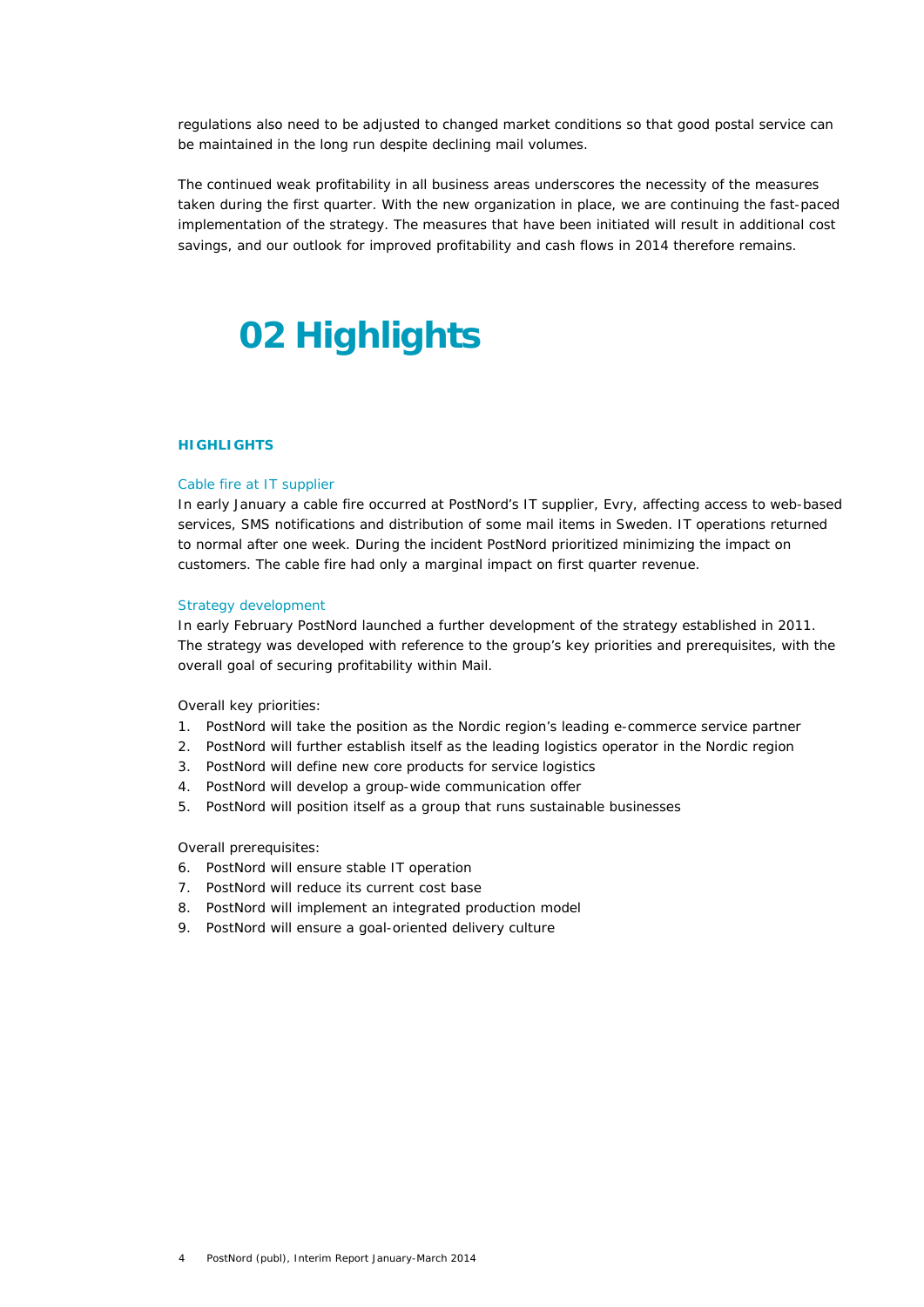regulations also need to be adjusted to changed market conditions so that good postal service can be maintained in the long run despite declining mail volumes.

The continued weak profitability in all business areas underscores the necessity of the measures taken during the first quarter. With the new organization in place, we are continuing the fast-paced implementation of the strategy. The measures that have been initiated will result in additional cost savings, and our outlook for improved profitability and cash flows in 2014 therefore remains.

# 02 Highlights

## HIGHLIGHTS

### Cable fire at IT supplier

In early January a cable fire occurred at PostNord's IT supplier, Evry, affecting access to web-based services, SMS notifications and distribution of some mail items in Sweden. IT operations returned to normal after one week. During the incident PostNord prioritized minimizing the impact on customers. The cable fire had only a marginal impact on first quarter revenue.

### Strategy development

In early February PostNord launched a further development of the strategy established in 2011. The strategy was developed with reference to the group's key priorities and prerequisites, with the overall goal of securing profitability within Mail.

Overall key priorities:

1. PostNord will take the position as the Nordic region's leading e-commerce service partner
2. PostNord will further establish itself as the leading logistics operator in the Nordic region
3. PostNord will define new core products for service logistics
4. PostNord will develop a group-wide communication offer
5. PostNord will position itself as a group that runs sustainable businesses

Overall prerequisites:

6. PostNord will ensure stable IT operation
7. PostNord will reduce its current cost base
8. PostNord will implement an integrated production model
9. PostNord will ensure a goal-oriented delivery culture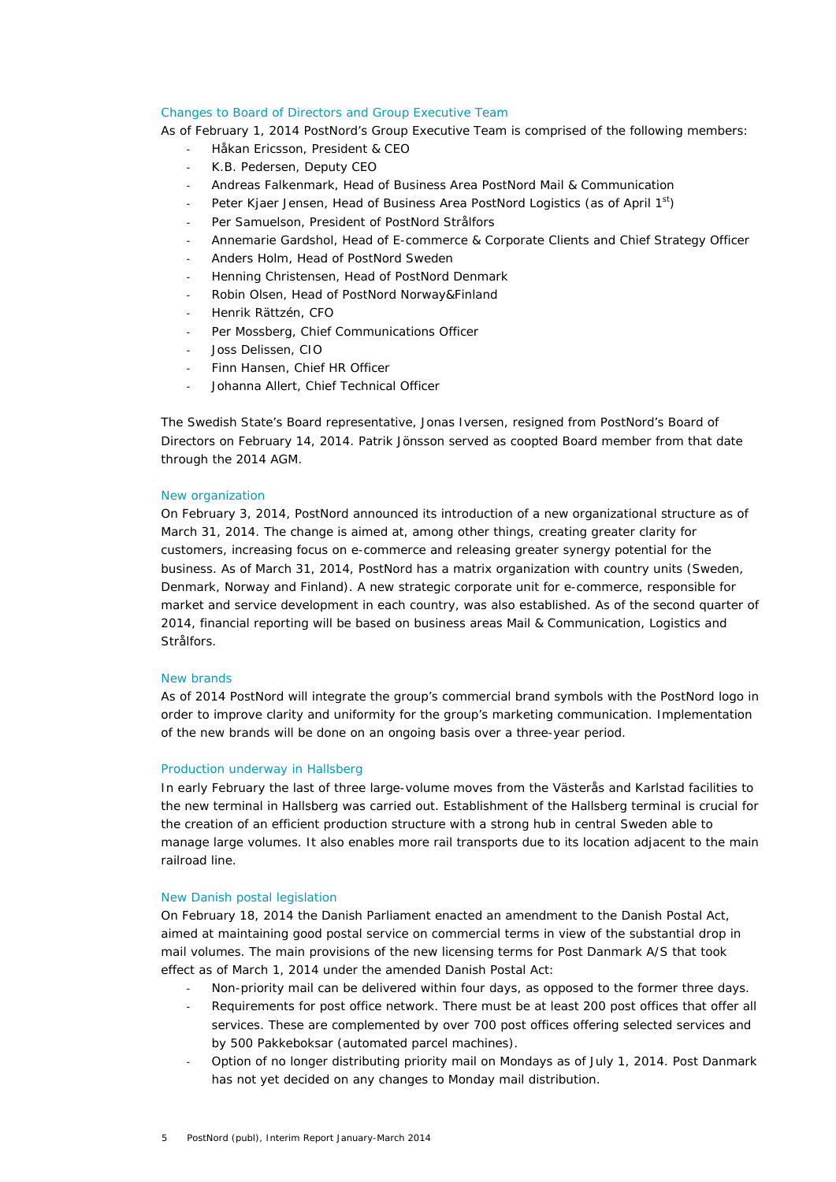### Changes to Board of Directors and Group Executive Team

As of February 1, 2014 PostNord's Group Executive Team is comprised of the following members:

- Håkan Ericsson, President & CEO
- K.B. Pedersen, Deputy CEO
- Andreas Falkenmark, Head of Business Area PostNord Mail & Communication
- Peter Kjaer Jensen, Head of Business Area PostNord Logistics (as of April 1st)
- Per Samuelson, President of PostNord Strålfors
- Annemarie Gardshol, Head of E-commerce & Corporate Clients and Chief Strategy Officer
- Anders Holm, Head of PostNord Sweden
- Henning Christensen, Head of PostNord Denmark
- Robin Olsen, Head of PostNord Norway&Finland
- Henrik Rättzén, CFO
- Per Mossberg, Chief Communications Officer
- Joss Delissen, CIO
- Finn Hansen, Chief HR Officer
- Johanna Allert, Chief Technical Officer

The Swedish State's Board representative, Jonas Iversen, resigned from PostNord's Board of Directors on February 14, 2014. Patrik Jönsson served as coopted Board member from that date through the 2014 AGM.

### New organization

On February 3, 2014, PostNord announced its introduction of a new organizational structure as of March 31, 2014. The change is aimed at, among other things, creating greater clarity for customers, increasing focus on e-commerce and releasing greater synergy potential for the business. As of March 31, 2014, PostNord has a matrix organization with country units (Sweden, Denmark, Norway and Finland). A new strategic corporate unit for e-commerce, responsible for market and service development in each country, was also established. As of the second quarter of 2014, financial reporting will be based on business areas Mail & Communication, Logistics and Strålfors.

### New brands

As of 2014 PostNord will integrate the group's commercial brand symbols with the PostNord logo in order to improve clarity and uniformity for the group's marketing communication. Implementation of the new brands will be done on an ongoing basis over a three-year period.

### Production underway in Hallsberg

In early February the last of three large-volume moves from the Västerås and Karlstad facilities to the new terminal in Hallsberg was carried out. Establishment of the Hallsberg terminal is crucial for the creation of an efficient production structure with a strong hub in central Sweden able to manage large volumes. It also enables more rail transports due to its location adjacent to the main railroad line.

### New Danish postal legislation

On February 18, 2014 the Danish Parliament enacted an amendment to the Danish Postal Act, aimed at maintaining good postal service on commercial terms in view of the substantial drop in mail volumes. The main provisions of the new licensing terms for Post Danmark A/S that took effect as of March 1, 2014 under the amended Danish Postal Act:

- Non-priority mail can be delivered within four days, as opposed to the former three days.
- Requirements for post office network. There must be at least 200 post offices that offer all services. These are complemented by over 700 post offices offering selected services and by 500 Pakkeboksar (automated parcel machines).
- Option of no longer distributing priority mail on Mondays as of July 1, 2014. Post Danmark has not yet decided on any changes to Monday mail distribution.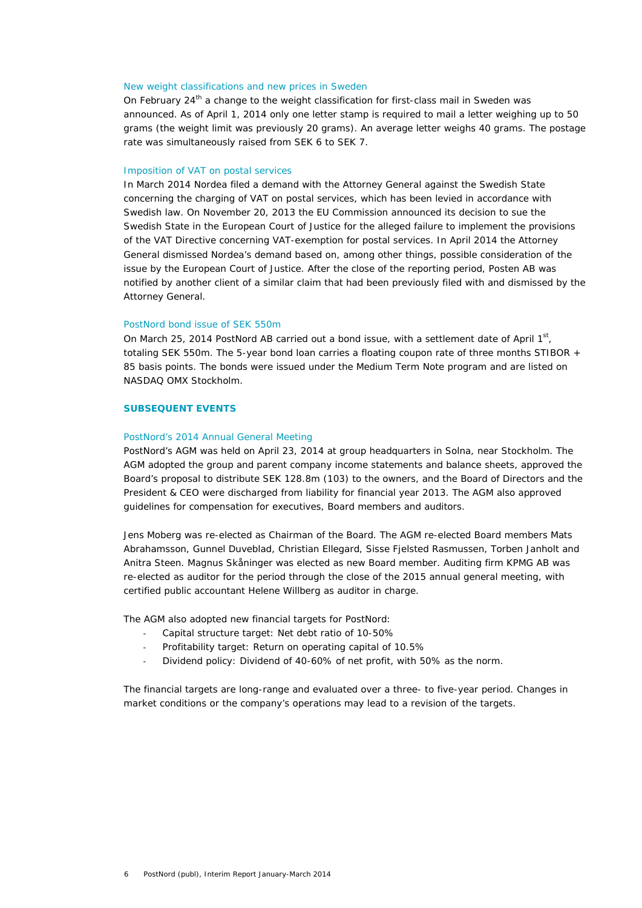### New weight classifications and new prices in Sweden

On February 24th a change to the weight classification for first-class mail in Sweden was announced. As of April 1, 2014 only one letter stamp is required to mail a letter weighing up to 50 grams (the weight limit was previously 20 grams). An average letter weighs 40 grams. The postage rate was simultaneously raised from SEK 6 to SEK 7.

### Imposition of VAT on postal services

In March 2014 Nordea filed a demand with the Attorney General against the Swedish State concerning the charging of VAT on postal services, which has been levied in accordance with Swedish law. On November 20, 2013 the EU Commission announced its decision to sue the Swedish State in the European Court of Justice for the alleged failure to implement the provisions of the VAT Directive concerning VAT-exemption for postal services. In April 2014 the Attorney General dismissed Nordea's demand based on, among other things, possible consideration of the issue by the European Court of Justice. After the close of the reporting period, Posten AB was notified by another client of a similar claim that had been previously filed with and dismissed by the Attorney General.

### PostNord bond issue of SEK 550m

On March 25, 2014 PostNord AB carried out a bond issue, with a settlement date of April 1st, totaling SEK 550m. The 5-year bond loan carries a floating coupon rate of three months STIBOR + 85 basis points. The bonds were issued under the Medium Term Note program and are listed on NASDAQ OMX Stockholm.

## SUBSEQUENT EVENTS

### PostNord's 2014 Annual General Meeting

PostNord's AGM was held on April 23, 2014 at group headquarters in Solna, near Stockholm. The AGM adopted the group and parent company income statements and balance sheets, approved the Board's proposal to distribute SEK 128.8m (103) to the owners, and the Board of Directors and the President & CEO were discharged from liability for financial year 2013. The AGM also approved guidelines for compensation for executives, Board members and auditors.

Jens Moberg was re-elected as Chairman of the Board. The AGM re-elected Board members Mats Abrahamsson, Gunnel Duveblad, Christian Ellegard, Sisse Fjelsted Rasmussen, Torben Janholt and Anitra Steen. Magnus Skåninger was elected as new Board member. Auditing firm KPMG AB was re-elected as auditor for the period through the close of the 2015 annual general meeting, with certified public accountant Helene Willberg as auditor in charge.

The AGM also adopted new financial targets for PostNord:

- Capital structure target: Net debt ratio of 10-50%
- Profitability target: Return on operating capital of 10.5%
- Dividend policy: Dividend of 40-60% of net profit, with 50% as the norm.

The financial targets are long-range and evaluated over a three- to five-year period. Changes in market conditions or the company's operations may lead to a revision of the targets.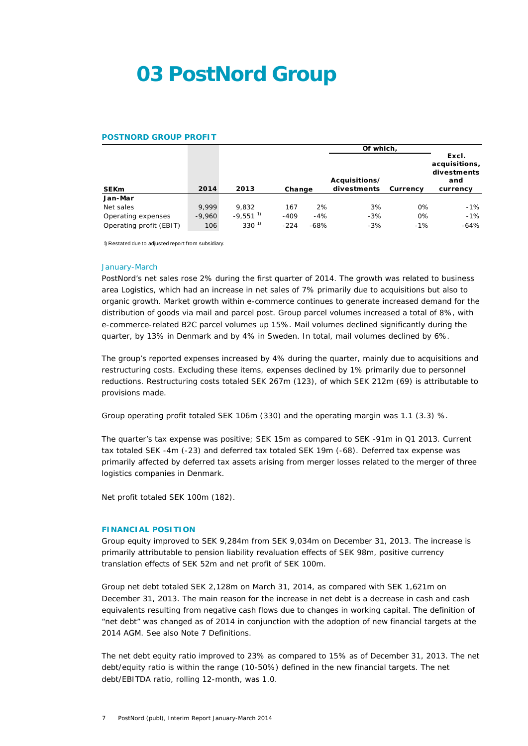# 03 PostNord Group

### POSTNORD GROUP PROFIT

| SEKm | 2014 | 2013 | Change | | Of which, Acquisitions/ divestments | Currency | Excl. acquisitions, divestments and currency |
|---|---|---|---|---|---|---|---|
| **Jan-Mar** | | | | | | | |
| Net sales | 9,999 | 9,832 | 167 | 2% | 3% | 0% | -1% |
| Operating expenses | -9,960 | -9,551 [1)] | -409 | -4% | -3% | 0% | -1% |
| Operating profit (EBIT) | 106 | 330 [1)] | -224 | -68% | -3% | -1% | -64% |

1) Restated due to adjusted report from subsidiary.

#### January-March

PostNord's net sales rose 2% during the first quarter of 2014. The growth was related to business area Logistics, which had an increase in net sales of 7% primarily due to acquisitions but also to organic growth. Market growth within e-commerce continues to generate increased demand for the distribution of goods via mail and parcel post. Group parcel volumes increased a total of 8%, with e-commerce-related B2C parcel volumes up 15%. Mail volumes declined significantly during the quarter, by 13% in Denmark and by 4% in Sweden. In total, mail volumes declined by 6%.

The group's reported expenses increased by 4% during the quarter, mainly due to acquisitions and restructuring costs. Excluding these items, expenses declined by 1% primarily due to personnel reductions. Restructuring costs totaled SEK 267m (123), of which SEK 212m (69) is attributable to provisions made.

Group operating profit totaled SEK 106m (330) and the operating margin was 1.1 (3.3) %.

The quarter's tax expense was positive; SEK 15m as compared to SEK -91m in Q1 2013. Current tax totaled SEK -4m (-23) and deferred tax totaled SEK 19m (-68). Deferred tax expense was primarily affected by deferred tax assets arising from merger losses related to the merger of three logistics companies in Denmark.

Net profit totaled SEK 100m (182).

### FINANCIAL POSITION

Group equity improved to SEK 9,284m from SEK 9,034m on December 31, 2013. The increase is primarily attributable to pension liability revaluation effects of SEK 98m, positive currency translation effects of SEK 52m and net profit of SEK 100m.

Group net debt totaled SEK 2,128m on March 31, 2014, as compared with SEK 1,621m on December 31, 2013. The main reason for the increase in net debt is a decrease in cash and cash equivalents resulting from negative cash flows due to changes in working capital. The definition of "net debt" was changed as of 2014 in conjunction with the adoption of new financial targets at the 2014 AGM. See also Note 7 Definitions.

The net debt equity ratio improved to 23% as compared to 15% as of December 31, 2013. The net debt/equity ratio is within the range (10-50%) defined in the new financial targets. The net debt/EBITDA ratio, rolling 12-month, was 1.0.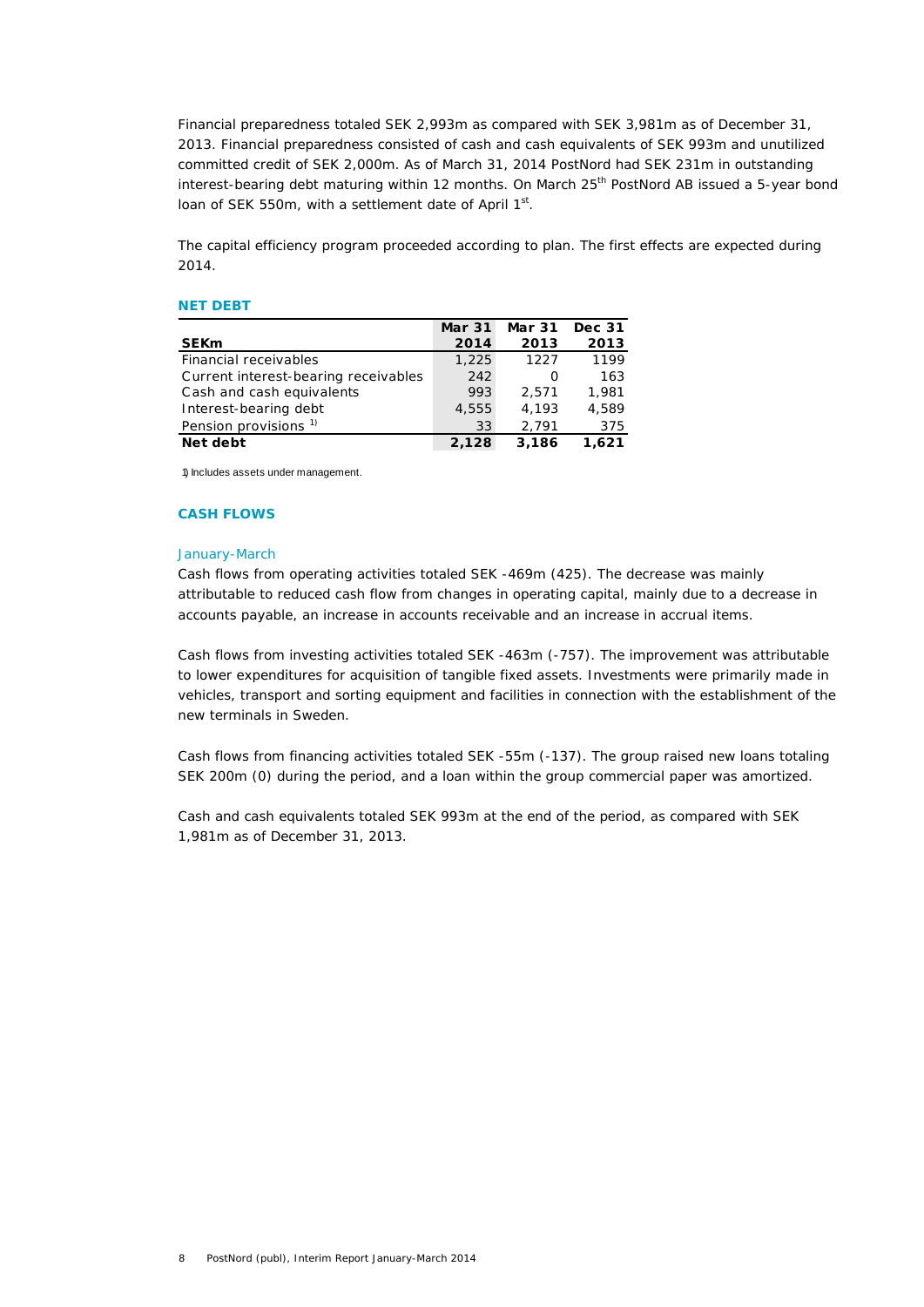Financial preparedness totaled SEK 2,993m as compared with SEK 3,981m as of December 31, 2013. Financial preparedness consisted of cash and cash equivalents of SEK 993m and unutilized committed credit of SEK 2,000m. As of March 31, 2014 PostNord had SEK 231m in outstanding interest-bearing debt maturing within 12 months. On March 25th PostNord AB issued a 5-year bond loan of SEK 550m, with a settlement date of April 1st.

The capital efficiency program proceeded according to plan. The first effects are expected during 2014.

## NET DEBT

| SEKm | Mar 31 2014 | Mar 31 2013 | Dec 31 2013 |
|---|---|---|---|
| Financial receivables | 1,225 | 1227 | 1199 |
| Current interest-bearing receivables | 242 | 0 | 163 |
| Cash and cash equivalents | 993 | 2,571 | 1,981 |
| Interest-bearing debt | 4,555 | 4,193 | 4,589 |
| Pension provisions [1] | 33 | 2,791 | 375 |
| **Net debt** | **2,128** | **3,186** | **1,621** |

1) Includes assets under management.

## CASH FLOWS

### January-March

Cash flows from operating activities totaled SEK -469m (425). The decrease was mainly attributable to reduced cash flow from changes in operating capital, mainly due to a decrease in accounts payable, an increase in accounts receivable and an increase in accrual items.

Cash flows from investing activities totaled SEK -463m (-757). The improvement was attributable to lower expenditures for acquisition of tangible fixed assets. Investments were primarily made in vehicles, transport and sorting equipment and facilities in connection with the establishment of the new terminals in Sweden.

Cash flows from financing activities totaled SEK -55m (-137). The group raised new loans totaling SEK 200m (0) during the period, and a loan within the group commercial paper was amortized.

Cash and cash equivalents totaled SEK 993m at the end of the period, as compared with SEK 1,981m as of December 31, 2013.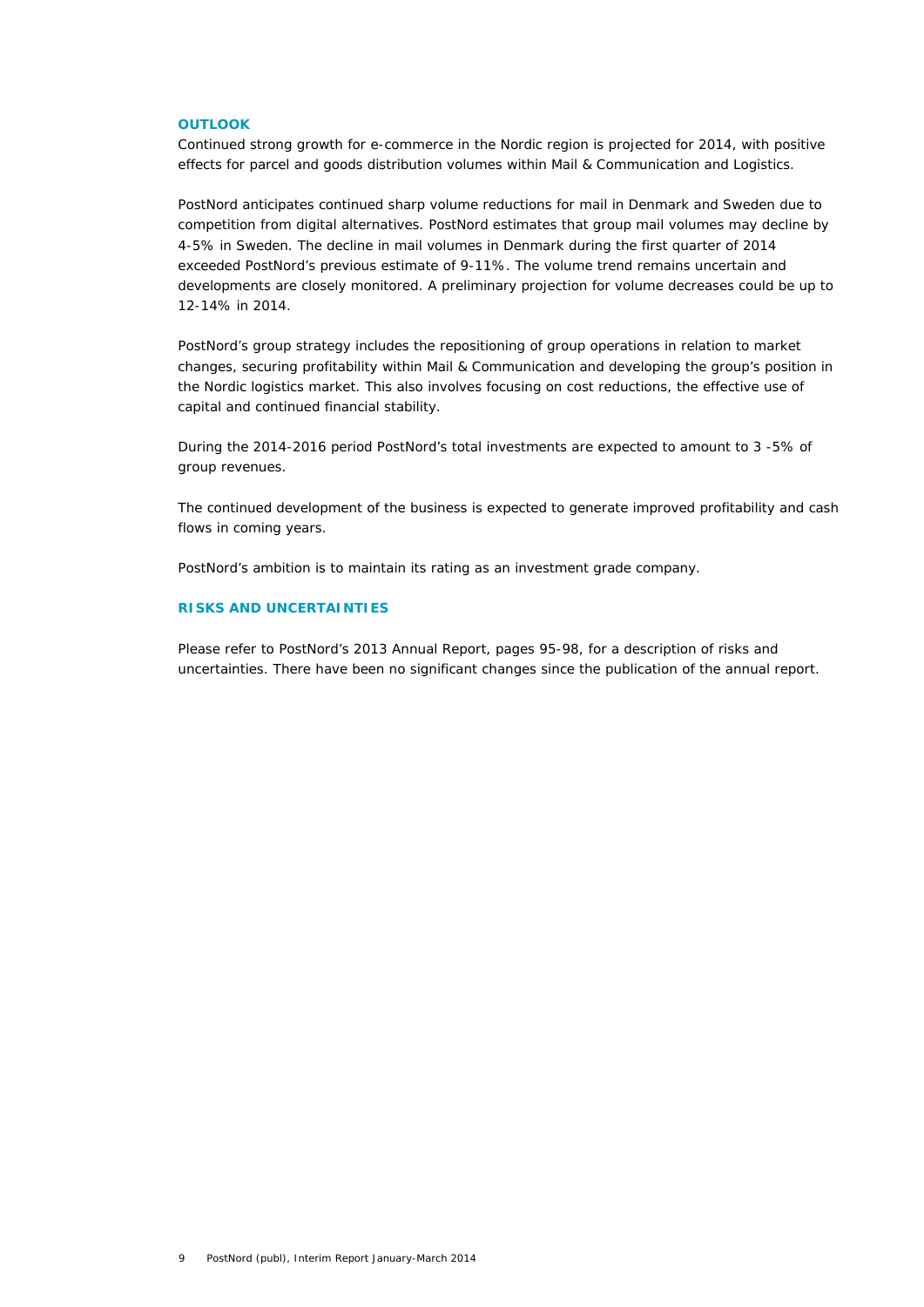## OUTLOOK

Continued strong growth for e-commerce in the Nordic region is projected for 2014, with positive effects for parcel and goods distribution volumes within Mail & Communication and Logistics.

PostNord anticipates continued sharp volume reductions for mail in Denmark and Sweden due to competition from digital alternatives. PostNord estimates that group mail volumes may decline by 4-5% in Sweden. The decline in mail volumes in Denmark during the first quarter of 2014 exceeded PostNord's previous estimate of 9-11%. The volume trend remains uncertain and developments are closely monitored. A preliminary projection for volume decreases could be up to 12-14% in 2014.

PostNord's group strategy includes the repositioning of group operations in relation to market changes, securing profitability within Mail & Communication and developing the group's position in the Nordic logistics market. This also involves focusing on cost reductions, the effective use of capital and continued financial stability.

During the 2014-2016 period PostNord's total investments are expected to amount to 3 -5% of group revenues.

The continued development of the business is expected to generate improved profitability and cash flows in coming years.

PostNord's ambition is to maintain its rating as an investment grade company.

## RISKS AND UNCERTAINTIES

Please refer to PostNord's 2013 Annual Report, pages 95-98, for a description of risks and uncertainties. There have been no significant changes since the publication of the annual report.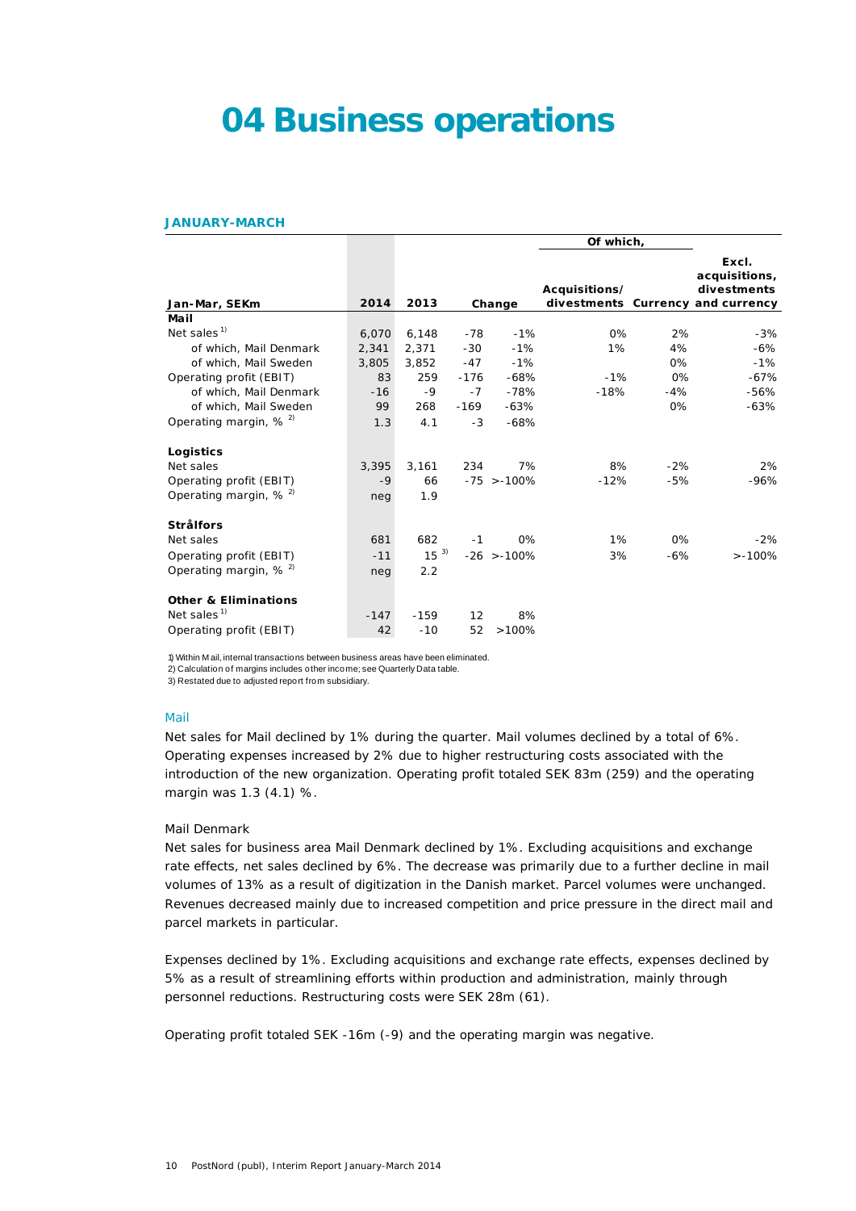# 04 Business operations

**JANUARY-MARCH**

| Jan-Mar, SEKm | 2014 | 2013 | Change | | Of which, Acquisitions/ divestments | Of which, Currency | Excl. acquisitions, divestments and currency |
|---|---|---|---|---|---|---|---|
| **Mail** | | | | | | | |
| Net sales [1] | 6,070 | 6,148 | -78 | -1% | 0% | 2% | -3% |
| of which, Mail Denmark | 2,341 | 2,371 | -30 | -1% | 1% | 4% | -6% |
| of which, Mail Sweden | 3,805 | 3,852 | -47 | -1% | | 0% | -1% |
| Operating profit (EBIT) | 83 | 259 | -176 | -68% | -1% | 0% | -67% |
| of which, Mail Denmark | -16 | -9 | -7 | -78% | -18% | -4% | -56% |
| of which, Mail Sweden | 99 | 268 | -169 | -63% | | 0% | -63% |
| Operating margin, % [2] | 1.3 | 4.1 | -3 | -68% | | | |
| **Logistics** | | | | | | | |
| Net sales | 3,395 | 3,161 | 234 | 7% | 8% | -2% | 2% |
| Operating profit (EBIT) | -9 | 66 | -75 | >-100% | -12% | -5% | -96% |
| Operating margin, % [2] | neg | 1.9 | | | | | |
| **Strålfors** | | | | | | | |
| Net sales | 681 | 682 | -1 | 0% | 1% | 0% | -2% |
| Operating profit (EBIT) | -11 | 15 [3] | -26 | >-100% | 3% | -6% | >-100% |
| Operating margin, % [2] | neg | 2.2 | | | | | |
| **Other & Eliminations** | | | | | | | |
| Net sales [1] | -147 | -159 | 12 | 8% | | | |
| Operating profit (EBIT) | 42 | -10 | 52 | >100% | | | |

1) Within Mail, internal transactions between business areas have been eliminated.
2) Calculation of margins includes other income; see Quarterly Data table.
3) Restated due to adjusted report from subsidiary.

## Mail

Net sales for Mail declined by 1% during the quarter. Mail volumes declined by a total of 6%. Operating expenses increased by 2% due to higher restructuring costs associated with the introduction of the new organization. Operating profit totaled SEK 83m (259) and the operating margin was 1.3 (4.1) %.

### Mail Denmark

Net sales for business area Mail Denmark declined by 1%. Excluding acquisitions and exchange rate effects, net sales declined by 6%. The decrease was primarily due to a further decline in mail volumes of 13% as a result of digitization in the Danish market. Parcel volumes were unchanged. Revenues decreased mainly due to increased competition and price pressure in the direct mail and parcel markets in particular.

Expenses declined by 1%. Excluding acquisitions and exchange rate effects, expenses declined by 5% as a result of streamlining efforts within production and administration, mainly through personnel reductions. Restructuring costs were SEK 28m (61).

Operating profit totaled SEK -16m (-9) and the operating margin was negative.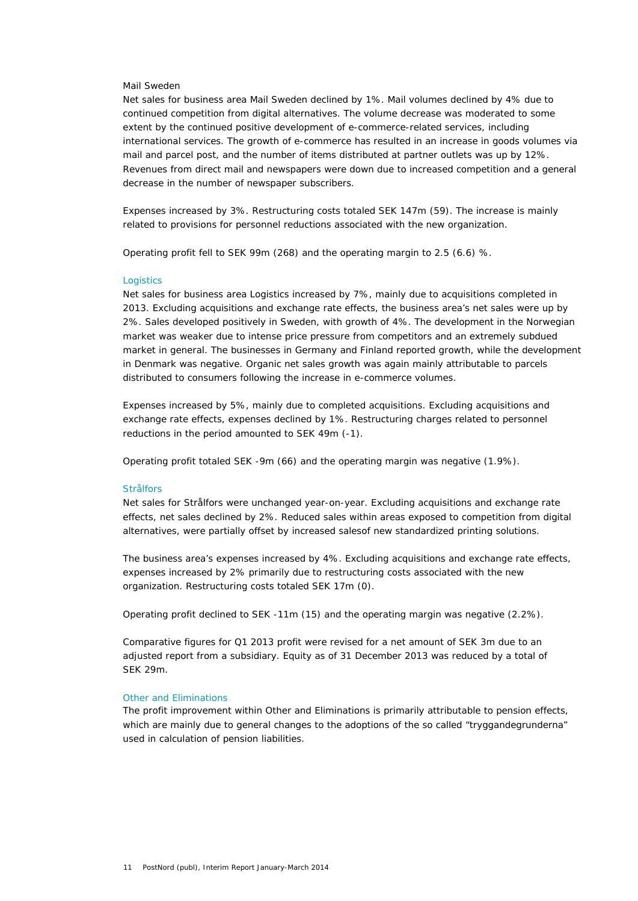### Mail Sweden

Net sales for business area Mail Sweden declined by 1%. Mail volumes declined by 4% due to continued competition from digital alternatives. The volume decrease was moderated to some extent by the continued positive development of e-commerce-related services, including international services. The growth of e-commerce has resulted in an increase in goods volumes via mail and parcel post, and the number of items distributed at partner outlets was up by 12%. Revenues from direct mail and newspapers were down due to increased competition and a general decrease in the number of newspaper subscribers.

Expenses increased by 3%. Restructuring costs totaled SEK 147m (59). The increase is mainly related to provisions for personnel reductions associated with the new organization.

Operating profit fell to SEK 99m (268) and the operating margin to 2.5 (6.6) %.

### Logistics

Net sales for business area Logistics increased by 7%, mainly due to acquisitions completed in 2013. Excluding acquisitions and exchange rate effects, the business area's net sales were up by 2%. Sales developed positively in Sweden, with growth of 4%. The development in the Norwegian market was weaker due to intense price pressure from competitors and an extremely subdued market in general. The businesses in Germany and Finland reported growth, while the development in Denmark was negative. Organic net sales growth was again mainly attributable to parcels distributed to consumers following the increase in e-commerce volumes.

Expenses increased by 5%, mainly due to completed acquisitions. Excluding acquisitions and exchange rate effects, expenses declined by 1%. Restructuring charges related to personnel reductions in the period amounted to SEK 49m (-1).

Operating profit totaled SEK -9m (66) and the operating margin was negative (1.9%).

### Strålfors

Net sales for Strålfors were unchanged year-on-year. Excluding acquisitions and exchange rate effects, net sales declined by 2%. Reduced sales within areas exposed to competition from digital alternatives, were partially offset by increased salesof new standardized printing solutions.

The business area's expenses increased by 4%. Excluding acquisitions and exchange rate effects, expenses increased by 2% primarily due to restructuring costs associated with the new organization. Restructuring costs totaled SEK 17m (0).

Operating profit declined to SEK -11m (15) and the operating margin was negative (2.2%).

Comparative figures for Q1 2013 profit were revised for a net amount of SEK 3m due to an adjusted report from a subsidiary. Equity as of 31 December 2013 was reduced by a total of SEK 29m.

### Other and Eliminations

The profit improvement within Other and Eliminations is primarily attributable to pension effects, which are mainly due to general changes to the adoptions of the so called "tryggandegrunderna" used in calculation of pension liabilities.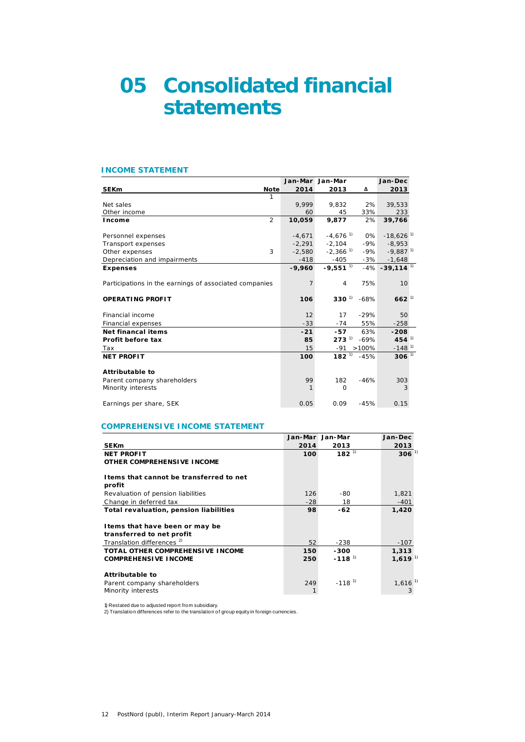# 05 Consolidated financial statements

## INCOME STATEMENT

| SEKm | Note | Jan-Mar 2014 | Jan-Mar 2013 | Δ | Jan-Dec 2013 |
|---|---|---|---|---|---|
| | 1 | | | | |
| Net sales | | 9,999 | 9,832 | 2% | 39,533 |
| Other income | | 60 | 45 | 33% | 233 |
| **Income** | 2 | **10,059** | **9,877** | 2% | **39,766** |
| Personnel expenses | | -4,671 | -4,676 [1] | 0% | -18,626 [1] |
| Transport expenses | | -2,291 | -2,104 | -9% | -8,953 |
| Other expenses | 3 | -2,580 | -2,366 [1] | -9% | -9,887 [1] |
| Depreciation and impairments | | -418 | -405 | -3% | -1,648 |
| **Expenses** | | **-9,960** | **-9,551** [1] | -4% | **-39,114** [1] |
| Participations in the earnings of associated companies | | 7 | 4 | 75% | 10 |
| **OPERATING PROFIT** | | **106** | **330** [1] | -68% | **662** [1] |
| Financial income | | 12 | 17 | -29% | 50 |
| Financial expenses | | -33 | -74 | 55% | -258 |
| **Net financal items** | | **-21** | **-57** | 63% | **-208** |
| **Profit before tax** | | **85** | **273** [1] | -69% | **454** [1] |
| Tax | | 15 | -91 | >100% | -148 [1] |
| **NET PROFIT** | | **100** | **182** [1] | -45% | **306** [1] |
| **Attributable to** | | | | | |
| Parent company shareholders | | 99 | 182 | -46% | 303 |
| Minority interests | | 1 | 0 | | 3 |
| Earnings per share, SEK | | 0.05 | 0.09 | -45% | 0.15 |

## COMPREHENSIVE INCOME STATEMENT

| SEKm | Jan-Mar 2014 | Jan-Mar 2013 | Jan-Dec 2013 |
|---|---|---|---|
| **NET PROFIT** | **100** | **182** [1] | **306** [1] |
| **OTHER COMPREHENSIVE INCOME** | | | |
| **Items that cannot be transferred to net profit** | | | |
| Revaluation of pension liabilities | 126 | -80 | 1,821 |
| Change in deferred tax | -28 | 18 | -401 |
| **Total revaluation, pension liabilities** | **98** | **-62** | **1,420** |
| **Items that have been or may be transferred to net profit** | | | |
| Translation differences [2] | 52 | -238 | -107 |
| **TOTAL OTHER COMPREHENSIVE INCOME** | **150** | **-300** | **1,313** |
| **COMPREHENSIVE INCOME** | **250** | **-118** [1] | **1,619** [1] |
| **Attributable to** | | | |
| Parent company shareholders | 249 | -118 [1] | 1,616 [1] |
| Minority interests | 1 | | 3 |

1) Restated due to adjusted report from subsidiary.
2) Translation differences refer to the translation of group equity in foreign currencies.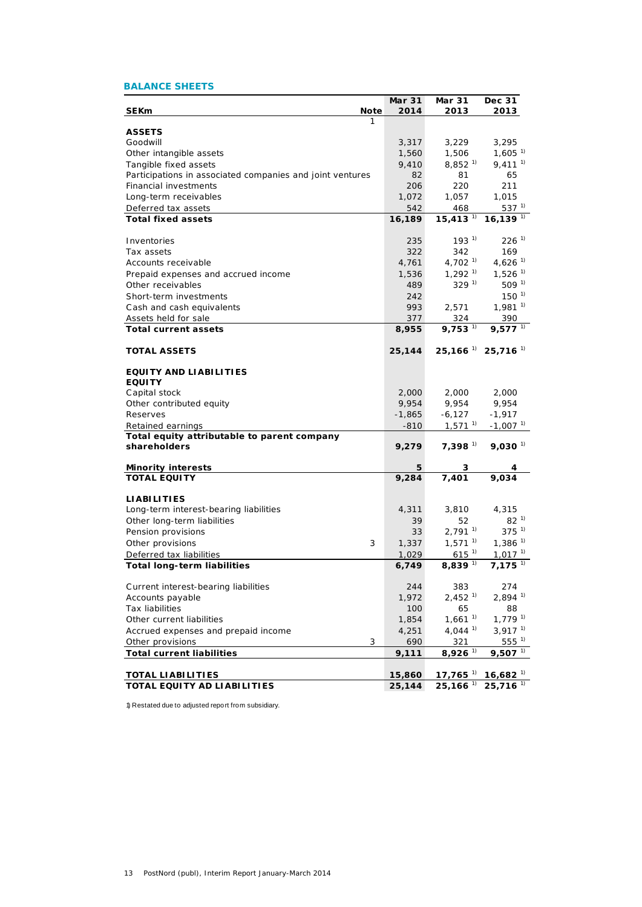## BALANCE SHEETS

| SEKm | Note | Mar 31 2014 | Mar 31 2013 | Dec 31 2013 |
|---|---|---|---|---|
| | 1 | | | |
| **ASSETS** | | | | |
| Goodwill | | 3,317 | 3,229 | 3,295 |
| Other intangible assets | | 1,560 | 1,506 | 1,605 [1)] |
| Tangible fixed assets | | 9,410 | 8,852 [1)] | 9,411 [1)] |
| Participations in associated companies and joint ventures | | 82 | 81 | 65 |
| Financial investments | | 206 | 220 | 211 |
| Long-term receivables | | 1,072 | 1,057 | 1,015 |
| Deferred tax assets | | 542 | 468 | 537 [1)] |
| **Total fixed assets** | | **16,189** | **15,413** [1)] | **16,139** [1)] |
| Inventories | | 235 | 193 [1)] | 226 [1)] |
| Tax assets | | 322 | 342 | 169 |
| Accounts receivable | | 4,761 | 4,702 [1)] | 4,626 [1)] |
| Prepaid expenses and accrued income | | 1,536 | 1,292 [1)] | 1,526 [1)] |
| Other receivables | | 489 | 329 [1)] | 509 [1)] |
| Short-term investments | | 242 | | 150 [1)] |
| Cash and cash equivalents | | 993 | 2,571 | 1,981 [1)] |
| Assets held for sale | | 377 | 324 | 390 |
| **Total current assets** | | **8,955** | **9,753** [1)] | **9,577** [1)] |
| **TOTAL ASSETS** | | **25,144** | **25,166** [1)] | **25,716** [1)] |
| **EQUITY AND LIABILITIES** | | | | |
| **EQUITY** | | | | |
| Capital stock | | 2,000 | 2,000 | 2,000 |
| Other contributed equity | | 9,954 | 9,954 | 9,954 |
| Reserves | | -1,865 | -6,127 | -1,917 |
| Retained earnings | | -810 | 1,571 [1)] | -1,007 [1)] |
| **Total equity attributable to parent company shareholders** | | **9,279** | **7,398** [1)] | **9,030** [1)] |
| **Minority interests** | | **5** | **3** | **4** |
| **TOTAL EQUITY** | | **9,284** | **7,401** | **9,034** |
| **LIABILITIES** | | | | |
| Long-term interest-bearing liabilities | | 4,311 | 3,810 | 4,315 |
| Other long-term liabilities | | 39 | 52 | 82 [1)] |
| Pension provisions | | 33 | 2,791 [1)] | 375 [1)] |
| Other provisions | 3 | 1,337 | 1,571 [1)] | 1,386 [1)] |
| Deferred tax liabilities | | 1,029 | 615 [1)] | 1,017 [1)] |
| **Total long-term liabilities** | | **6,749** | **8,839** [1)] | **7,175** [1)] |
| Current interest-bearing liabilities | | 244 | 383 | 274 |
| Accounts payable | | 1,972 | 2,452 [1)] | 2,894 [1)] |
| Tax liabilities | | 100 | 65 | 88 |
| Other current liabilities | | 1,854 | 1,661 [1)] | 1,779 [1)] |
| Accrued expenses and prepaid income | | 4,251 | 4,044 [1)] | 3,917 [1)] |
| Other provisions | 3 | 690 | 321 | 555 [1)] |
| **Total current liabilities** | | **9,111** | **8,926** [1)] | **9,507** [1)] |
| **TOTAL LIABILITIES** | | **15,860** | **17,765** [1)] | **16,682** [1)] |
| **TOTAL EQUITY AD LIABILITIES** | | **25,144** | **25,166** [1)] | **25,716** [1)] |

1) Restated due to adjusted report from subsidiary.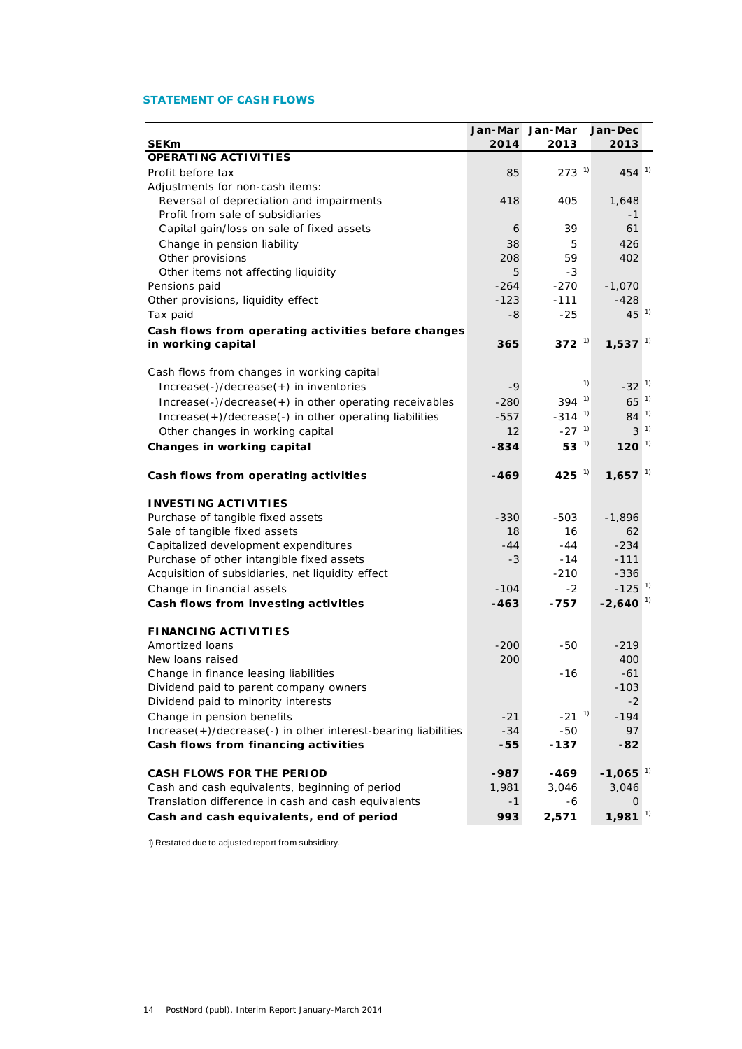## STATEMENT OF CASH FLOWS

| SEKm | Jan-Mar 2014 | Jan-Mar 2013 | Jan-Dec 2013 |
|---|---|---|---|
| **OPERATING ACTIVITIES** | | | |
| Profit before tax | 85 | 273 [1)] | 454 [1)] |
| Adjustments for non-cash items: | | | |
| Reversal of depreciation and impairments | 418 | 405 | 1,648 |
| Profit from sale of subsidiaries | | | -1 |
| Capital gain/loss on sale of fixed assets | 6 | 39 | 61 |
| Change in pension liability | 38 | 5 | 426 |
| Other provisions | 208 | 59 | 402 |
| Other items not affecting liquidity | 5 | -3 | |
| Pensions paid | -264 | -270 | -1,070 |
| Other provisions, liquidity effect | -123 | -111 | -428 |
| Tax paid | -8 | -25 | 45 [1)] |
| **Cash flows from operating activities before changes in working capital** | **365** | **372** [1)] | **1,537** [1)] |
| Cash flows from changes in working capital | | | |
| Increase(-)/decrease(+) in inventories | -9 | [1)] | -32 [1)] |
| Increase(-)/decrease(+) in other operating receivables | -280 | 394 [1)] | 65 [1)] |
| Increase(+)/decrease(-) in other operating liabilities | -557 | -314 [1)] | 84 [1)] |
| Other changes in working capital | 12 | -27 [1)] | 3 [1)] |
| **Changes in working capital** | **-834** | **53** [1)] | **120** [1)] |
| **Cash flows from operating activities** | **-469** | **425** [1)] | **1,657** [1)] |
| **INVESTING ACTIVITIES** | | | |
| Purchase of tangible fixed assets | -330 | -503 | -1,896 |
| Sale of tangible fixed assets | 18 | 16 | 62 |
| Capitalized development expenditures | -44 | -44 | -234 |
| Purchase of other intangible fixed assets | -3 | -14 | -111 |
| Acquisition of subsidiaries, net liquidity effect | | -210 | -336 |
| Change in financial assets | -104 | -2 | -125 [1)] |
| **Cash flows from investing activities** | **-463** | **-757** | **-2,640** [1)] |
| **FINANCING ACTIVITIES** | | | |
| Amortized loans | -200 | -50 | -219 |
| New loans raised | 200 | | 400 |
| Change in finance leasing liabilities | | -16 | -61 |
| Dividend paid to parent company owners | | | -103 |
| Dividend paid to minority interests | | | -2 |
| Change in pension benefits | -21 | -21 [1)] | -194 |
| Increase(+)/decrease(-) in other interest-bearing liabilities | -34 | -50 | 97 |
| **Cash flows from financing activities** | **-55** | **-137** | **-82** |
| **CASH FLOWS FOR THE PERIOD** | **-987** | **-469** | **-1,065** [1)] |
| Cash and cash equivalents, beginning of period | 1,981 | 3,046 | 3,046 |
| Translation difference in cash and cash equivalents | -1 | -6 | 0 |
| **Cash and cash equivalents, end of period** | **993** | **2,571** | **1,981** [1)] |

1) Restated due to adjusted report from subsidiary.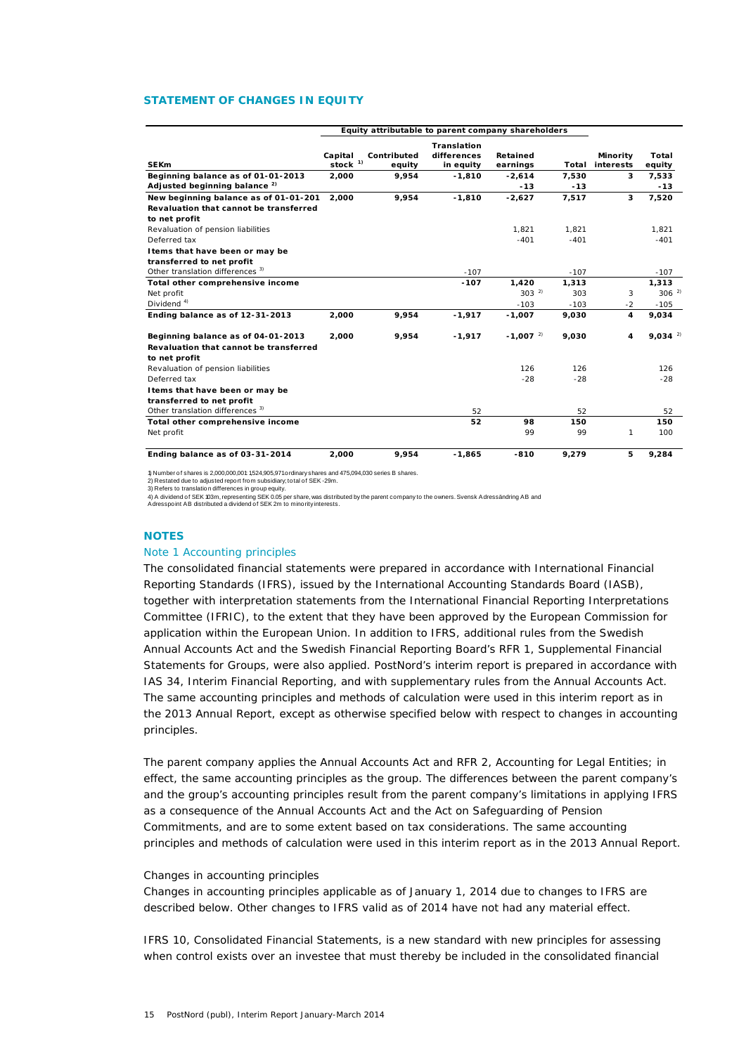## STATEMENT OF CHANGES IN EQUITY

| SEKm | Equity attributable to parent company shareholders | | | | | | |
|---|---|---|---|---|---|---|---|
| | Capital stock [1] | Contributed equity | Translation differences in equity | Retained earnings | Total | Minority interests | Total equity |
| **Beginning balance as of 01-01-2013** | **2,000** | **9,954** | **-1,810** | **-2,614** | **7,530** | **3** | **7,533** |
| **Adjusted beginning balance [2]** | | | | **-13** | **-13** | | **-13** |
| **New beginning balance as of 01-01-201** | **2,000** | **9,954** | **-1,810** | **-2,627** | **7,517** | **3** | **7,520** |
| **Revaluation that cannot be transferred to net profit** | | | | | | | |
| Revaluation of pension liabilities | | | | 1,821 | 1,821 | | 1,821 |
| Deferred tax | | | | -401 | -401 | | -401 |
| **Items that have been or may be transferred to net profit** | | | | | | | |
| Other translation differences [3] | | | -107 | | -107 | | -107 |
| **Total other comprehensive income** | | | **-107** | **1,420** | **1,313** | | **1,313** |
| Net profit | | | | 303 [2] | 303 | 3 | 306 [2] |
| Dividend [4] | | | | -103 | -103 | -2 | -105 |
| **Ending balance as of 12-31-2013** | **2,000** | **9,954** | **-1,917** | **-1,007** | **9,030** | **4** | **9,034** |
| **Beginning balance as of 04-01-2013** | **2,000** | **9,954** | **-1,917** | **-1,007 [2]** | **9,030** | **4** | **9,034 [2]** |
| **Revaluation that cannot be transferred to net profit** | | | | | | | |
| Revaluation of pension liabilities | | | | 126 | 126 | | 126 |
| Deferred tax | | | | -28 | -28 | | -28 |
| **Items that have been or may be transferred to net profit** | | | | | | | |
| Other translation differences [3] | | | 52 | | 52 | | 52 |
| **Total other comprehensive income** | | | **52** | **98** | **150** | | **150** |
| Net profit | | | | 99 | 99 | 1 | 100 |
| **Ending balance as of 03-31-2014** | **2,000** | **9,954** | **-1,865** | **-810** | **9,279** | **5** | **9,284** |

1) Number of shares is 2,000,000,001: 1,524,905,971 ordinary shares and 475,094,030 series B shares.
2) Restated due to adjusted report from subsidiary; total of SEK -29m.
3) Refers to translation differences in group equity.
4) A dividend of SEK 103m, representing SEK 0.05 per share, was distributed by the parent company to the owners. Svensk Adressändring AB and Adresspoint AB distributed a dividend of SEK 2m to minority interests.

## NOTES

### Note 1 Accounting principles

The consolidated financial statements were prepared in accordance with International Financial Reporting Standards (IFRS), issued by the International Accounting Standards Board (IASB), together with interpretation statements from the International Financial Reporting Interpretations Committee (IFRIC), to the extent that they have been approved by the European Commission for application within the European Union. In addition to IFRS, additional rules from the Swedish Annual Accounts Act and the Swedish Financial Reporting Board's RFR 1, Supplemental Financial Statements for Groups, were also applied. PostNord's interim report is prepared in accordance with IAS 34, Interim Financial Reporting, and with supplementary rules from the Annual Accounts Act. The same accounting principles and methods of calculation were used in this interim report as in the 2013 Annual Report, except as otherwise specified below with respect to changes in accounting principles.

The parent company applies the Annual Accounts Act and RFR 2, Accounting for Legal Entities; in effect, the same accounting principles as the group. The differences between the parent company's and the group's accounting principles result from the parent company's limitations in applying IFRS as a consequence of the Annual Accounts Act and the Act on Safeguarding of Pension Commitments, and are to some extent based on tax considerations. The same accounting principles and methods of calculation were used in this interim report as in the 2013 Annual Report.

Changes in accounting principles

Changes in accounting principles applicable as of January 1, 2014 due to changes to IFRS are described below. Other changes to IFRS valid as of 2014 have not had any material effect.

IFRS 10, Consolidated Financial Statements, is a new standard with new principles for assessing when control exists over an investee that must thereby be included in the consolidated financial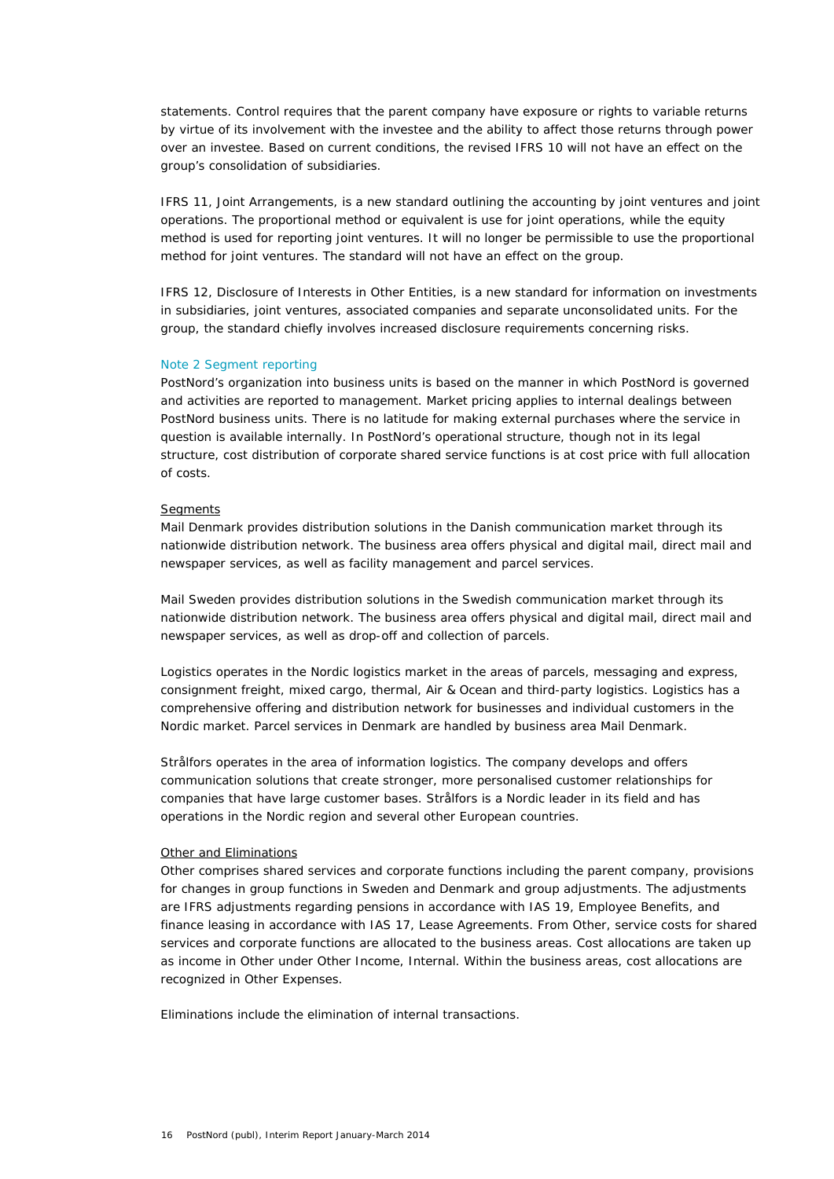statements. Control requires that the parent company have exposure or rights to variable returns by virtue of its involvement with the investee and the ability to affect those returns through power over an investee. Based on current conditions, the revised IFRS 10 will not have an effect on the group's consolidation of subsidiaries.

IFRS 11, Joint Arrangements, is a new standard outlining the accounting by joint ventures and joint operations. The proportional method or equivalent is use for joint operations, while the equity method is used for reporting joint ventures. It will no longer be permissible to use the proportional method for joint ventures. The standard will not have an effect on the group.

IFRS 12, Disclosure of Interests in Other Entities, is a new standard for information on investments in subsidiaries, joint ventures, associated companies and separate unconsolidated units. For the group, the standard chiefly involves increased disclosure requirements concerning risks.

## Note 2 Segment reporting

PostNord's organization into business units is based on the manner in which PostNord is governed and activities are reported to management. Market pricing applies to internal dealings between PostNord business units. There is no latitude for making external purchases where the service in question is available internally. In PostNord's operational structure, though not in its legal structure, cost distribution of corporate shared service functions is at cost price with full allocation of costs.

### Segments

Mail Denmark provides distribution solutions in the Danish communication market through its nationwide distribution network. The business area offers physical and digital mail, direct mail and newspaper services, as well as facility management and parcel services.

Mail Sweden provides distribution solutions in the Swedish communication market through its nationwide distribution network. The business area offers physical and digital mail, direct mail and newspaper services, as well as drop-off and collection of parcels.

Logistics operates in the Nordic logistics market in the areas of parcels, messaging and express, consignment freight, mixed cargo, thermal, Air & Ocean and third-party logistics. Logistics has a comprehensive offering and distribution network for businesses and individual customers in the Nordic market. Parcel services in Denmark are handled by business area Mail Denmark.

Strålfors operates in the area of information logistics. The company develops and offers communication solutions that create stronger, more personalised customer relationships for companies that have large customer bases. Strålfors is a Nordic leader in its field and has operations in the Nordic region and several other European countries.

### Other and Eliminations

Other comprises shared services and corporate functions including the parent company, provisions for changes in group functions in Sweden and Denmark and group adjustments. The adjustments are IFRS adjustments regarding pensions in accordance with IAS 19, Employee Benefits, and finance leasing in accordance with IAS 17, Lease Agreements. From Other, service costs for shared services and corporate functions are allocated to the business areas. Cost allocations are taken up as income in Other under Other Income, Internal. Within the business areas, cost allocations are recognized in Other Expenses.

Eliminations include the elimination of internal transactions.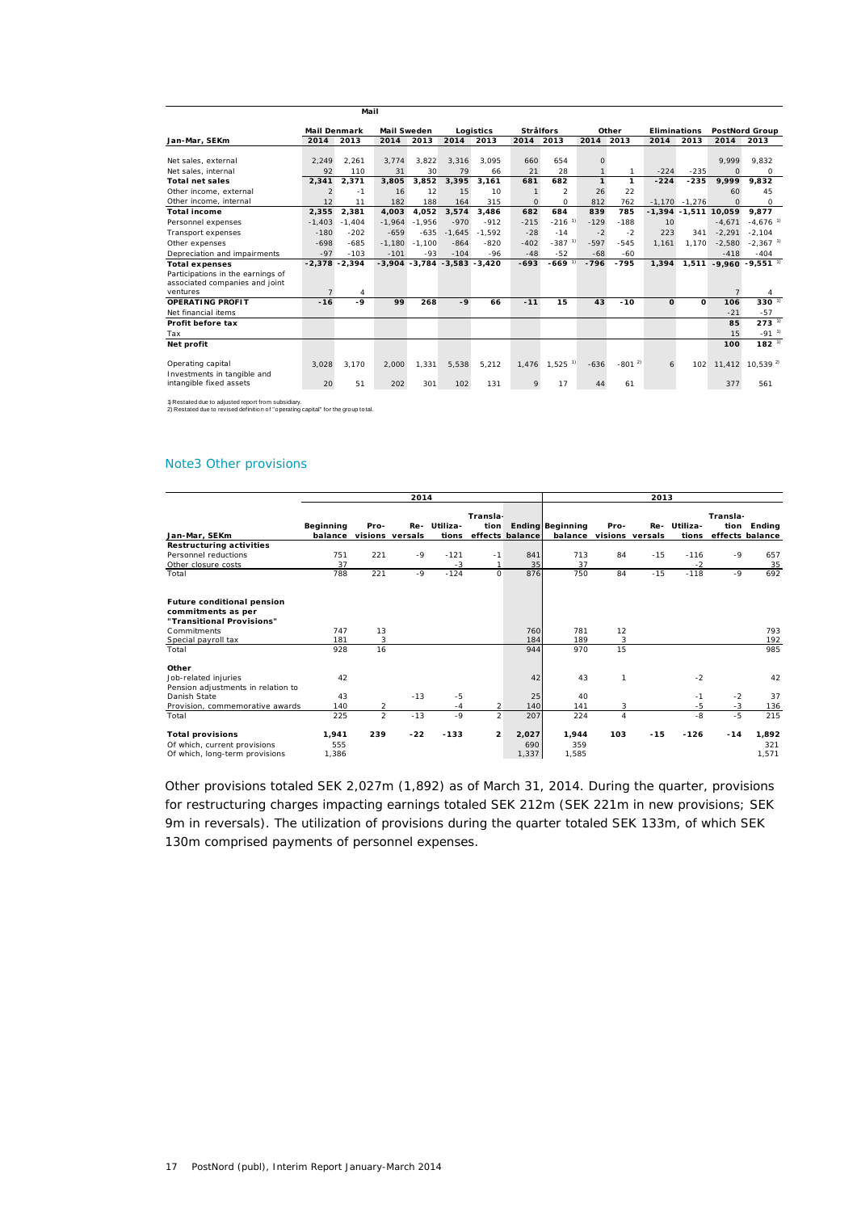| | Mail | | | | | | | | | | | | | |
|---|---|---|---|---|---|---|---|---|---|---|---|---|---|---|
| | Mail Denmark | | Mail Sweden | | Logistics | | Strålfors | | Other | | Eliminations | | PostNord Group | |
| Jan-Mar, SEKm | 2014 | 2013 | 2014 | 2013 | 2014 | 2013 | 2014 | 2013 | 2014 | 2013 | 2014 | 2013 | 2014 | 2013 |
| Net sales, external | 2,249 | 2,261 | 3,774 | 3,822 | 3,316 | 3,095 | 660 | 654 | 0 | | | | 9,999 | 9,832 |
| Net sales, internal | 92 | 110 | 31 | 30 | 79 | 66 | 21 | 28 | 1 | 1 | -224 | -235 | 0 | 0 |
| **Total net sales** | **2,341** | **2,371** | **3,805** | **3,852** | **3,395** | **3,161** | **681** | **682** | **1** | **1** | **-224** | **-235** | **9,999** | **9,832** |
| Other income, external | 2 | -1 | 16 | 12 | 15 | 10 | 1 | 2 | 26 | 22 | | | 60 | 45 |
| Other income, internal | 12 | 11 | 182 | 188 | 164 | 315 | 0 | 0 | 812 | 762 | -1,170 | -1,276 | 0 | 0 |
| **Total income** | **2,355** | **2,381** | **4,003** | **4,052** | **3,574** | **3,486** | **682** | **684** | **839** | **785** | **-1,394** | **-1,511** | **10,059** | **9,877** |
| Personnel expenses | -1,403 | -1,404 | -1,964 | -1,956 | -970 | -912 | -215 | -216 [1] | -129 | -188 | 10 | | -4,671 | -4,676 [1] |
| Transport expenses | -180 | -202 | -659 | -635 | -1,645 | -1,592 | -28 | -14 | -2 | -2 | 223 | 341 | -2,291 | -2,104 |
| Other expenses | -698 | -685 | -1,180 | -1,100 | -864 | -820 | -402 | -387 [1] | -597 | -545 | 1,161 | 1,170 | -2,580 | -2,367 [1] |
| Depreciation and impairments | -97 | -103 | -101 | -93 | -104 | -96 | -48 | -52 | -68 | -60 | | | -418 | -404 |
| **Total expenses** | **-2,378** | **-2,394** | **-3,904** | **-3,784** | **-3,583** | **-3,420** | **-693** | **-669** [1] | **-796** | **-795** | **1,394** | **1,511** | **-9,960** | **-9,551** [1] |
| Participations in the earnings of associated companies and joint ventures | 7 | 4 | | | | | | | | | | | 7 | 4 |
| **OPERATING PROFIT** | **-16** | **-9** | **99** | **268** | **-9** | **66** | **-11** | **15** | **43** | **-10** | **0** | **0** | **106** | **330** [1] |
| Net financial items | | | | | | | | | | | | | -21 | -57 |
| **Profit before tax** | | | | | | | | | | | | | **85** | **273** [1] |
| Tax | | | | | | | | | | | | | 15 | -91 [1] |
| **Net profit** | | | | | | | | | | | | | **100** | **182** [1] |
| Operating capital | 3,028 | 3,170 | 2,000 | 1,331 | 5,538 | 5,212 | 1,476 | 1,525 [1] | -636 | -801 [2] | 6 | 102 | 11,412 | 10,539 [2] |
| Investments in tangible and intangible fixed assets | 20 | 51 | 202 | 301 | 102 | 131 | 9 | 17 | 44 | 61 | | | 377 | 561 |

1) Restated due to adjusted report from subsidiary.
2) Restated due to revised definition of "operating capital" for the group total.

## Note3 Other provisions

| | 2014 | | | | | | 2013 | | | | | |
|---|---|---|---|---|---|---|---|---|---|---|---|---|
| Jan-Mar, SEKm | Beginning balance | Pro-visions | Re-versals | Utiliza-tions | Transla-tion effects | Ending balance | Beginning balance | Pro-visions | Re-versals | Utiliza-tions | Transla-tion effects | Ending balance |
| **Restructuring activities** | | | | | | | | | | | | |
| Personnel reductions | 751 | 221 | -9 | -121 | -1 | 841 | 713 | 84 | -15 | -116 | -9 | 657 |
| Other closure costs | 37 | | | -3 | 1 | 35 | 37 | | | -2 | | 35 |
| Total | 788 | 221 | -9 | -124 | 0 | 876 | 750 | 84 | -15 | -118 | -9 | 692 |
| **Future conditional pension commitments as per "Transitional Provisions"** | | | | | | | | | | | | |
| Commitments | 747 | 13 | | | | 760 | 781 | 12 | | | | 793 |
| Special payroll tax | 181 | 3 | | | | 184 | 189 | 3 | | | | 192 |
| Total | 928 | 16 | | | | 944 | 970 | 15 | | | | 985 |
| **Other** | | | | | | | | | | | | |
| Job-related injuries | 42 | | | | | 42 | 43 | 1 | | -2 | | 42 |
| Pension adjustments in relation to Danish State | 43 | | -13 | -5 | | 25 | 40 | | | -1 | -2 | 37 |
| Provision, commemorative awards | 140 | 2 | | -4 | 2 | 140 | 141 | 3 | | -5 | -3 | 136 |
| Total | 225 | 2 | -13 | -9 | 2 | 207 | 224 | 4 | | -8 | -5 | 215 |
| **Total provisions** | **1,941** | **239** | **-22** | **-133** | **2** | **2,027** | **1,944** | **103** | **-15** | **-126** | **-14** | **1,892** |
| Of which, current provisions | 555 | | | | | 690 | 359 | | | | | 321 |
| Of which, long-term provisions | 1,386 | | | | | 1,337 | 1,585 | | | | | 1,571 |

Other provisions totaled SEK 2,027m (1,892) as of March 31, 2014. During the quarter, provisions for restructuring charges impacting earnings totaled SEK 212m (SEK 221m in new provisions; SEK 9m in reversals). The utilization of provisions during the quarter totaled SEK 133m, of which SEK 130m comprised payments of personnel expenses.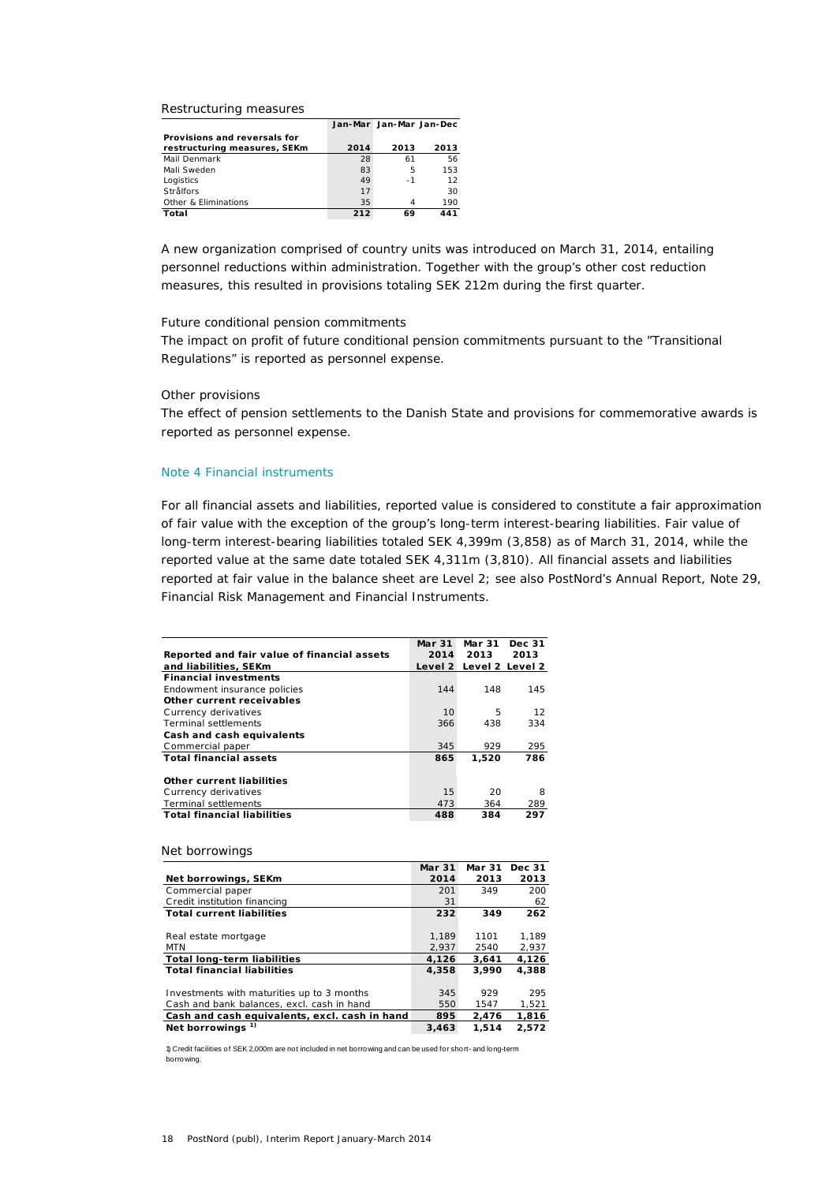Restructuring measures

| Provisions and reversals for restructuring measures, SEKm | Jan-Mar 2014 | Jan-Mar 2013 | Jan-Dec 2013 |
|---|---|---|---|
| Mail Denmark | 28 | 61 | 56 |
| Mail Sweden | 83 | 5 | 153 |
| Logistics | 49 | -1 | 12 |
| Strålfors | 17 | | 30 |
| Other & Eliminations | 35 | 4 | 190 |
| **Total** | **212** | **69** | **441** |

A new organization comprised of country units was introduced on March 31, 2014, entailing personnel reductions within administration. Together with the group's other cost reduction measures, this resulted in provisions totaling SEK 212m during the first quarter.

Future conditional pension commitments

The impact on profit of future conditional pension commitments pursuant to the "Transitional Regulations" is reported as personnel expense.

Other provisions

The effect of pension settlements to the Danish State and provisions for commemorative awards is reported as personnel expense.

## Note 4 Financial instruments

For all financial assets and liabilities, reported value is considered to constitute a fair approximation of fair value with the exception of the group's long-term interest-bearing liabilities. Fair value of long-term interest-bearing liabilities totaled SEK 4,399m (3,858) as of March 31, 2014, while the reported value at the same date totaled SEK 4,311m (3,810). All financial assets and liabilities reported at fair value in the balance sheet are Level 2; see also PostNord's Annual Report, Note 29, Financial Risk Management and Financial Instruments.

| Reported and fair value of financial assets and liabilities, SEKm | Mar 31 2014 Level 2 | Mar 31 2013 Level 2 | Dec 31 2013 Level 2 |
|---|---|---|---|
| **Financial investments** | | | |
| Endowment insurance policies | 144 | 148 | 145 |
| **Other current receivables** | | | |
| Currency derivatives | 10 | 5 | 12 |
| Terminal settlements | 366 | 438 | 334 |
| **Cash and cash equivalents** | | | |
| Commercial paper | 345 | 929 | 295 |
| **Total financial assets** | **865** | **1,520** | **786** |
| | | | |
| **Other current liabilities** | | | |
| Currency derivatives | 15 | 20 | 8 |
| Terminal settlements | 473 | 364 | 289 |
| **Total financial liabilities** | **488** | **384** | **297** |

Net borrowings

| Net borrowings, SEKm | Mar 31 2014 | Mar 31 2013 | Dec 31 2013 |
|---|---|---|---|
| Commercial paper | 201 | 349 | 200 |
| Credit institution financing | 31 | | 62 |
| **Total current liabilities** | **232** | **349** | **262** |
| | | | |
| Real estate mortgage | 1,189 | 1101 | 1,189 |
| MTN | 2,937 | 2540 | 2,937 |
| **Total long-term liabilities** | **4,126** | **3,641** | **4,126** |
| **Total financial liabilities** | **4,358** | **3,990** | **4,388** |
| | | | |
| Investments with maturities up to 3 months | 345 | 929 | 295 |
| Cash and bank balances, excl. cash in hand | 550 | 1547 | 1,521 |
| **Cash and cash equivalents, excl. cash in hand** | **895** | **2,476** | **1,816** |
| **Net borrowings [1)]** | **3,463** | **1,514** | **2,572** |

1) Credit facilities of SEK 2,000m are not included in net borrowing and can be used for short- and long-term borrowing.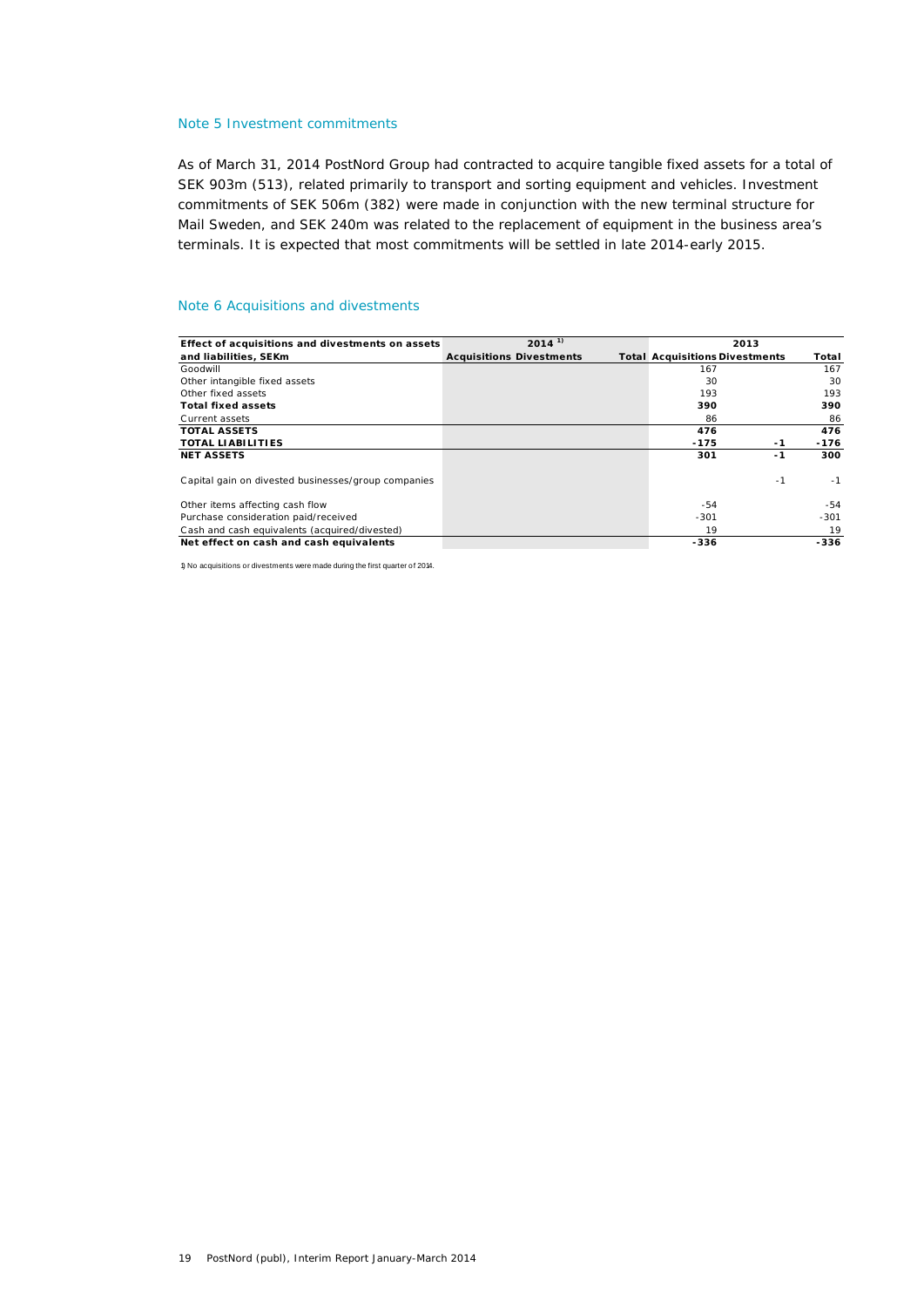## Note 5 Investment commitments

As of March 31, 2014 PostNord Group had contracted to acquire tangible fixed assets for a total of SEK 903m (513), related primarily to transport and sorting equipment and vehicles. Investment commitments of SEK 506m (382) were made in conjunction with the new terminal structure for Mail Sweden, and SEK 240m was related to the replacement of equipment in the business area's terminals. It is expected that most commitments will be settled in late 2014-early 2015.

## Note 6 Acquisitions and divestments

| Effect of acquisitions and divestments on assets and liabilities, SEKm | 2014 [1] | | | 2013 | | |
|---|---|---|---|---|---|---|
| | Acquisitions | Divestments | Total | Acquisitions | Divestments | Total |
| Goodwill | | | | 167 | | 167 |
| Other intangible fixed assets | | | | 30 | | 30 |
| Other fixed assets | | | | 193 | | 193 |
| **Total fixed assets** | | | | **390** | | **390** |
| Current assets | | | | 86 | | 86 |
| **TOTAL ASSETS** | | | | **476** | | **476** |
| **TOTAL LIABILITIES** | | | | **-175** | **-1** | **-176** |
| **NET ASSETS** | | | | **301** | **-1** | **300** |
| Capital gain on divested businesses/group companies | | | | | -1 | -1 |
| Other items affecting cash flow | | | | -54 | | -54 |
| Purchase consideration paid/received | | | | -301 | | -301 |
| Cash and cash equivalents (acquired/divested) | | | | 19 | | 19 |
| **Net effect on cash and cash equivalents** | | | | **-336** | | **-336** |

1) No acquisitions or divestments were made during the first quarter of 2014.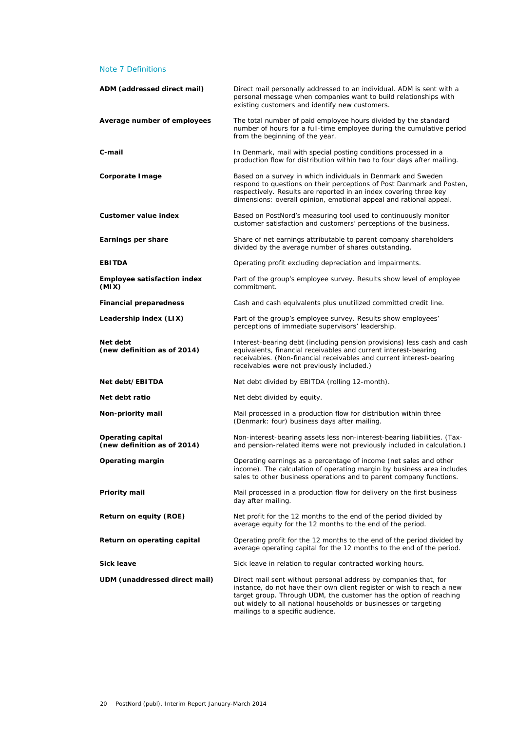## Note 7 Definitions

**ADM (addressed direct mail)**
Direct mail personally addressed to an individual. ADM is sent with a personal message when companies want to build relationships with existing customers and identify new customers.

**Average number of employees**
The total number of paid employee hours divided by the standard number of hours for a full-time employee during the cumulative period from the beginning of the year.

**C-mail**
In Denmark, mail with special posting conditions processed in a production flow for distribution within two to four days after mailing.

**Corporate Image**
Based on a survey in which individuals in Denmark and Sweden respond to questions on their perceptions of Post Danmark and Posten, respectively. Results are reported in an index covering three key dimensions: overall opinion, emotional appeal and rational appeal.

**Customer value index**
Based on PostNord's measuring tool used to continuously monitor customer satisfaction and customers' perceptions of the business.

**Earnings per share**
Share of net earnings attributable to parent company shareholders divided by the average number of shares outstanding.

**EBITDA**
Operating profit excluding depreciation and impairments.

**Employee satisfaction index (MIX)**
Part of the group's employee survey. Results show level of employee commitment.

**Financial preparedness**
Cash and cash equivalents plus unutilized committed credit line.

**Leadership index (LIX)**
Part of the group's employee survey. Results show employees' perceptions of immediate supervisors' leadership.

**Net debt (new definition as of 2014)**
Interest-bearing debt (including pension provisions) less cash and cash equivalents, financial receivables and current interest-bearing receivables. (Non-financial receivables and current interest-bearing receivables were not previously included.)

**Net debt/EBITDA**
Net debt divided by EBITDA (rolling 12-month).

**Net debt ratio**
Net debt divided by equity.

**Non-priority mail**
Mail processed in a production flow for distribution within three (Denmark: four) business days after mailing.

**Operating capital (new definition as of 2014)**
Non-interest-bearing assets less non-interest-bearing liabilities. (Tax- and pension-related items were not previously included in calculation.)

**Operating margin**
Operating earnings as a percentage of income (net sales and other income). The calculation of operating margin by business area includes sales to other business operations and to parent company functions.

**Priority mail**
Mail processed in a production flow for delivery on the first business day after mailing.

**Return on equity (ROE)**
Net profit for the 12 months to the end of the period divided by average equity for the 12 months to the end of the period.

**Return on operating capital**
Operating profit for the 12 months to the end of the period divided by average operating capital for the 12 months to the end of the period.

**Sick leave**
Sick leave in relation to regular contracted working hours.

**UDM (unaddressed direct mail)**
Direct mail sent without personal address by companies that, for instance, do not have their own client register or wish to reach a new target group. Through UDM, the customer has the option of reaching out widely to all national households or businesses or targeting mailings to a specific audience.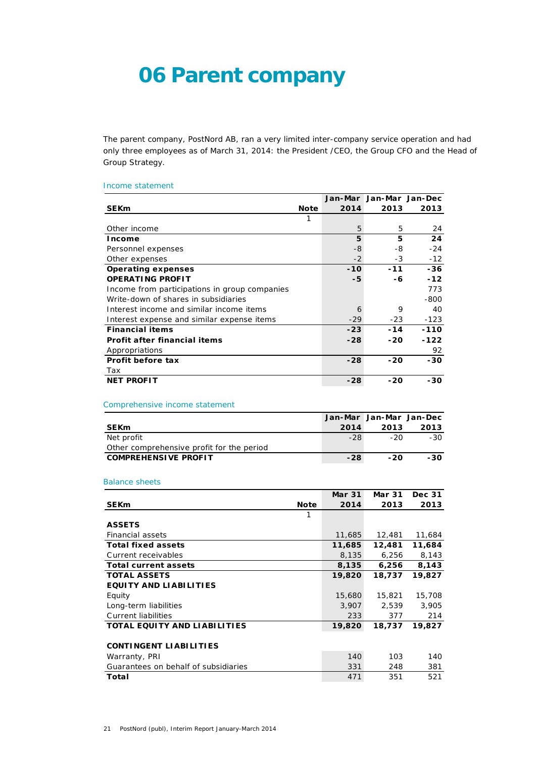# 06 Parent company

The parent company, PostNord AB, ran a very limited inter-company service operation and had only three employees as of March 31, 2014: the President /CEO, the Group CFO and the Head of Group Strategy.

### Income statement

| SEKm | Note | Jan-Mar 2014 | Jan-Mar 2013 | Jan-Dec 2013 |
|---|---|---|---|---|
| | 1 | | | |
| Other income | | 5 | 5 | 24 |
| **Income** | | **5** | **5** | **24** |
| Personnel expenses | | -8 | -8 | -24 |
| Other expenses | | -2 | -3 | -12 |
| **Operating expenses** | | **-10** | **-11** | **-36** |
| **OPERATING PROFIT** | | **-5** | **-6** | **-12** |
| Income from participations in group companies | | | | 773 |
| Write-down of shares in subsidiaries | | | | -800 |
| Interest income and similar income items | | 6 | 9 | 40 |
| Interest expense and similar expense items | | -29 | -23 | -123 |
| **Financial items** | | **-23** | **-14** | **-110** |
| **Profit after financial items** | | **-28** | **-20** | **-122** |
| Appropriations | | | | 92 |
| **Profit before tax** | | **-28** | **-20** | **-30** |
| Tax | | | | |
| **NET PROFIT** | | **-28** | **-20** | **-30** |

### Comprehensive income statement

| SEKm | Jan-Mar 2014 | Jan-Mar 2013 | Jan-Dec 2013 |
|---|---|---|---|
| Net profit | -28 | -20 | -30 |
| Other comprehensive profit for the period | | | |
| **COMPREHENSIVE PROFIT** | **-28** | **-20** | **-30** |

### Balance sheets

| SEKm | Note | Mar 31 2014 | Mar 31 2013 | Dec 31 2013 |
|---|---|---|---|---|
| | 1 | | | |
| **ASSETS** | | | | |
| Financial assets | | 11,685 | 12,481 | 11,684 |
| **Total fixed assets** | | **11,685** | **12,481** | **11,684** |
| Current receivables | | 8,135 | 6,256 | 8,143 |
| **Total current assets** | | **8,135** | **6,256** | **8,143** |
| **TOTAL ASSETS** | | **19,820** | **18,737** | **19,827** |
| **EQUITY AND LIABILITIES** | | | | |
| Equity | | 15,680 | 15,821 | 15,708 |
| Long-term liabilities | | 3,907 | 2,539 | 3,905 |
| Current liabilities | | 233 | 377 | 214 |
| **TOTAL EQUITY AND LIABILITIES** | | **19,820** | **18,737** | **19,827** |
| | | | | |
| **CONTINGENT LIABILITIES** | | | | |
| Warranty, PRI | | 140 | 103 | 140 |
| Guarantees on behalf of subsidiaries | | 331 | 248 | 381 |
| **Total** | | 471 | 351 | 521 |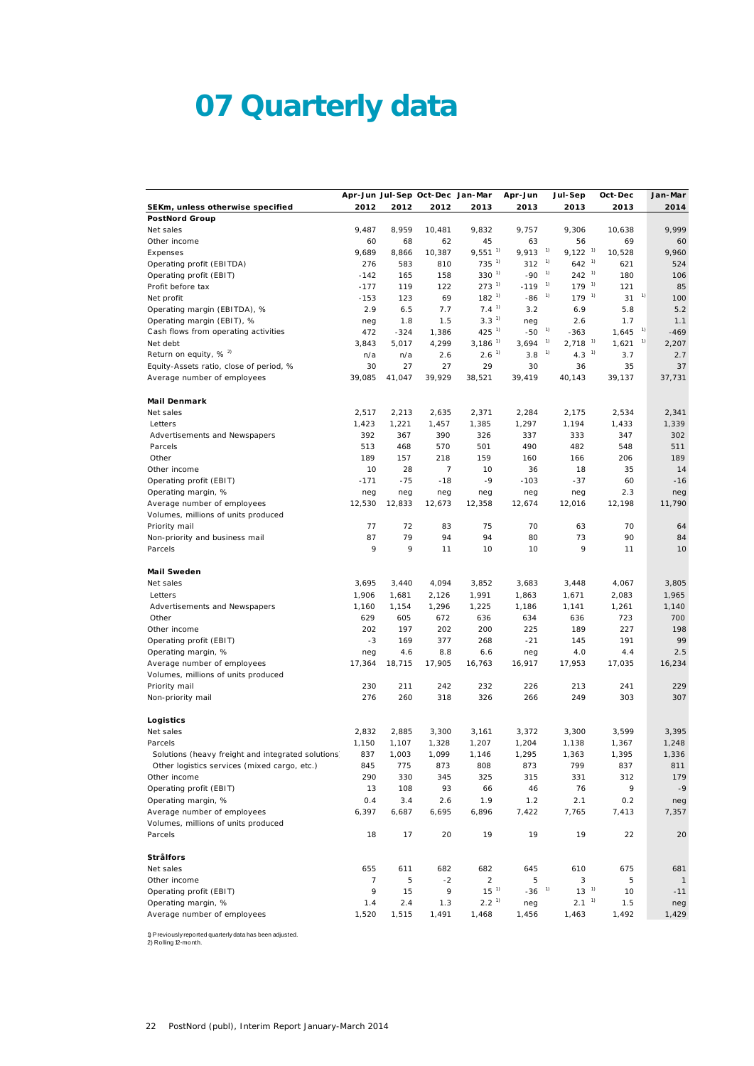# 07 Quarterly data

| SEKm, unless otherwise specified | Apr-Jun 2012 | Jul-Sep 2012 | Oct-Dec 2012 | Jan-Mar 2013 | Apr-Jun 2013 | Jul-Sep 2013 | Oct-Dec 2013 | Jan-Mar 2014 |
|---|---|---|---|---|---|---|---|---|
| **PostNord Group** | | | | | | | | |
| Net sales | 9,487 | 8,959 | 10,481 | 9,832 | 9,757 | 9,306 | 10,638 | 9,999 |
| Other income | 60 | 68 | 62 | 45 | 63 | 56 | 69 | 60 |
| Expenses | 9,689 | 8,866 | 10,387 | 9,551 [1] | 9,913 [1] | 9,122 [1] | 10,528 | 9,960 |
| Operating profit (EBITDA) | 276 | 583 | 810 | 735 [1] | 312 [1] | 642 [1] | 621 | 524 |
| Operating profit (EBIT) | -142 | 165 | 158 | 330 [1] | -90 [1] | 242 [1] | 180 | 106 |
| Profit before tax | -177 | 119 | 122 | 273 [1] | -119 [1] | 179 [1] | 121 | 85 |
| Net profit | -153 | 123 | 69 | 182 [1] | -86 [1] | 179 [1] | 31 [1] | 100 |
| Operating margin (EBITDA), % | 2.9 | 6.5 | 7.7 | 7.4 [1] | 3.2 | 6.9 | 5.8 | 5.2 |
| Operating margin (EBIT), % | neg | 1.8 | 1.5 | 3.3 [1] | neg | 2.6 | 1.7 | 1.1 |
| Cash flows from operating activities | 472 | -324 | 1,386 | 425 [1] | -50 [1] | -363 | 1,645 [1] | -469 |
| Net debt | 3,843 | 5,017 | 4,299 | 3,186 [1] | 3,694 [1] | 2,718 [1] | 1,621 [1] | 2,207 |
| Return on equity, % [2] | n/a | n/a | 2.6 | 2.6 [1] | 3.8 [1] | 4.3 [1] | 3.7 | 2.7 |
| Equity-Assets ratio, close of period, % | 30 | 27 | 27 | 29 | 30 | 36 | 35 | 37 |
| Average number of employees | 39,085 | 41,047 | 39,929 | 38,521 | 39,419 | 40,143 | 39,137 | 37,731 |
| | | | | | | | | |
| **Mail Denmark** | | | | | | | | |
| Net sales | 2,517 | 2,213 | 2,635 | 2,371 | 2,284 | 2,175 | 2,534 | 2,341 |
| Letters | 1,423 | 1,221 | 1,457 | 1,385 | 1,297 | 1,194 | 1,433 | 1,339 |
| Advertisements and Newspapers | 392 | 367 | 390 | 326 | 337 | 333 | 347 | 302 |
| Parcels | 513 | 468 | 570 | 501 | 490 | 482 | 548 | 511 |
| Other | 189 | 157 | 218 | 159 | 160 | 166 | 206 | 189 |
| Other income | 10 | 28 | 7 | 10 | 36 | 18 | 35 | 14 |
| Operating profit (EBIT) | -171 | -75 | -18 | -9 | -103 | -37 | 60 | -16 |
| Operating margin, % | neg | neg | neg | neg | neg | neg | 2.3 | neg |
| Average number of employees | 12,530 | 12,833 | 12,673 | 12,358 | 12,674 | 12,016 | 12,198 | 11,790 |
| Volumes, millions of units produced | | | | | | | | |
| Priority mail | 77 | 72 | 83 | 75 | 70 | 63 | 70 | 64 |
| Non-priority and business mail | 87 | 79 | 94 | 94 | 80 | 73 | 90 | 84 |
| Parcels | 9 | 9 | 11 | 10 | 10 | 9 | 11 | 10 |
| | | | | | | | | |
| **Mail Sweden** | | | | | | | | |
| Net sales | 3,695 | 3,440 | 4,094 | 3,852 | 3,683 | 3,448 | 4,067 | 3,805 |
| Letters | 1,906 | 1,681 | 2,126 | 1,991 | 1,863 | 1,671 | 2,083 | 1,965 |
| Advertisements and Newspapers | 1,160 | 1,154 | 1,296 | 1,225 | 1,186 | 1,141 | 1,261 | 1,140 |
| Other | 629 | 605 | 672 | 636 | 634 | 636 | 723 | 700 |
| Other income | 202 | 197 | 202 | 200 | 225 | 189 | 227 | 198 |
| Operating profit (EBIT) | -3 | 169 | 377 | 268 | -21 | 145 | 191 | 99 |
| Operating margin, % | neg | 4.6 | 8.8 | 6.6 | neg | 4.0 | 4.4 | 2.5 |
| Average number of employees | 17,364 | 18,715 | 17,905 | 16,763 | 16,917 | 17,953 | 17,035 | 16,234 |
| Volumes, millions of units produced | | | | | | | | |
| Priority mail | 230 | 211 | 242 | 232 | 226 | 213 | 241 | 229 |
| Non-priority mail | 276 | 260 | 318 | 326 | 266 | 249 | 303 | 307 |
| | | | | | | | | |
| **Logistics** | | | | | | | | |
| Net sales | 2,832 | 2,885 | 3,300 | 3,161 | 3,372 | 3,300 | 3,599 | 3,395 |
| Parcels | 1,150 | 1,107 | 1,328 | 1,207 | 1,204 | 1,138 | 1,367 | 1,248 |
| Solutions (heavy freight and integrated solutions) | 837 | 1,003 | 1,099 | 1,146 | 1,295 | 1,363 | 1,395 | 1,336 |
| Other logistics services (mixed cargo, etc.) | 845 | 775 | 873 | 808 | 873 | 799 | 837 | 811 |
| Other income | 290 | 330 | 345 | 325 | 315 | 331 | 312 | 179 |
| Operating profit (EBIT) | 13 | 108 | 93 | 66 | 46 | 76 | 9 | -9 |
| Operating margin, % | 0.4 | 3.4 | 2.6 | 1.9 | 1.2 | 2.1 | 0.2 | neg |
| Average number of employees | 6,397 | 6,687 | 6,695 | 6,896 | 7,422 | 7,765 | 7,413 | 7,357 |
| Volumes, millions of units produced | | | | | | | | |
| Parcels | 18 | 17 | 20 | 19 | 19 | 19 | 22 | 20 |
| | | | | | | | | |
| **Strålfors** | | | | | | | | |
| Net sales | 655 | 611 | 682 | 682 | 645 | 610 | 675 | 681 |
| Other income | 7 | 5 | -2 | 2 | 5 | 3 | 5 | 1 |
| Operating profit (EBIT) | 9 | 15 | 9 | 15 [1] | -36 [1] | 13 [1] | 10 | -11 |
| Operating margin, % | 1.4 | 2.4 | 1.3 | 2.2 [1] | neg | 2.1 [1] | 1.5 | neg |
| Average number of employees | 1,520 | 1,515 | 1,491 | 1,468 | 1,456 | 1,463 | 1,492 | 1,429 |

1) Previously reported quarterly data has been adjusted.
2) Rolling 12-month.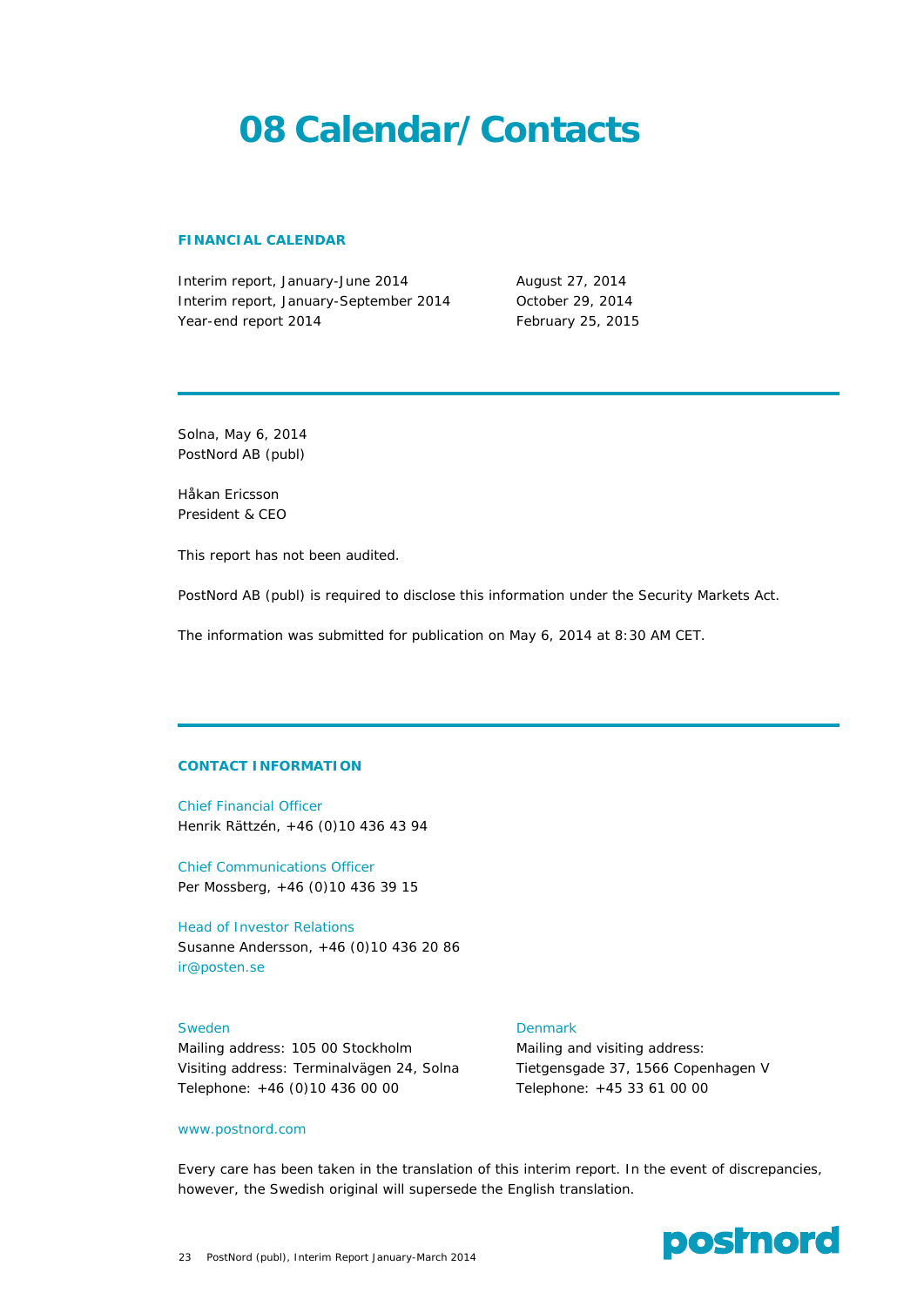# 08 Calendar/Contacts

### FINANCIAL CALENDAR

| | |
|---|---|
| Interim report, January-June 2014 | August 27, 2014 |
| Interim report, January-September 2014 | October 29, 2014 |
| Year-end report 2014 | February 25, 2015 |

---

Solna, May 6, 2014
PostNord AB (publ)

Håkan Ericsson
President & CEO

This report has not been audited.

PostNord AB (publ) is required to disclose this information under the Security Markets Act.

The information was submitted for publication on May 6, 2014 at 8:30 AM CET.

---

### CONTACT INFORMATION

Chief Financial Officer
Henrik Rättzén, +46 (0)10 436 43 94

Chief Communications Officer
Per Mossberg, +46 (0)10 436 39 15

Head of Investor Relations
Susanne Andersson, +46 (0)10 436 20 86
ir@posten.se

Sweden
Mailing address: 105 00 Stockholm
Visiting address: Terminalvägen 24, Solna
Telephone: +46 (0)10 436 00 00

Denmark
Mailing and visiting address:
Tietgensgade 37, 1566 Copenhagen V
Telephone: +45 33 61 00 00

www.postnord.com

Every care has been taken in the translation of this interim report. In the event of discrepancies, however, the Swedish original will supersede the English translation.